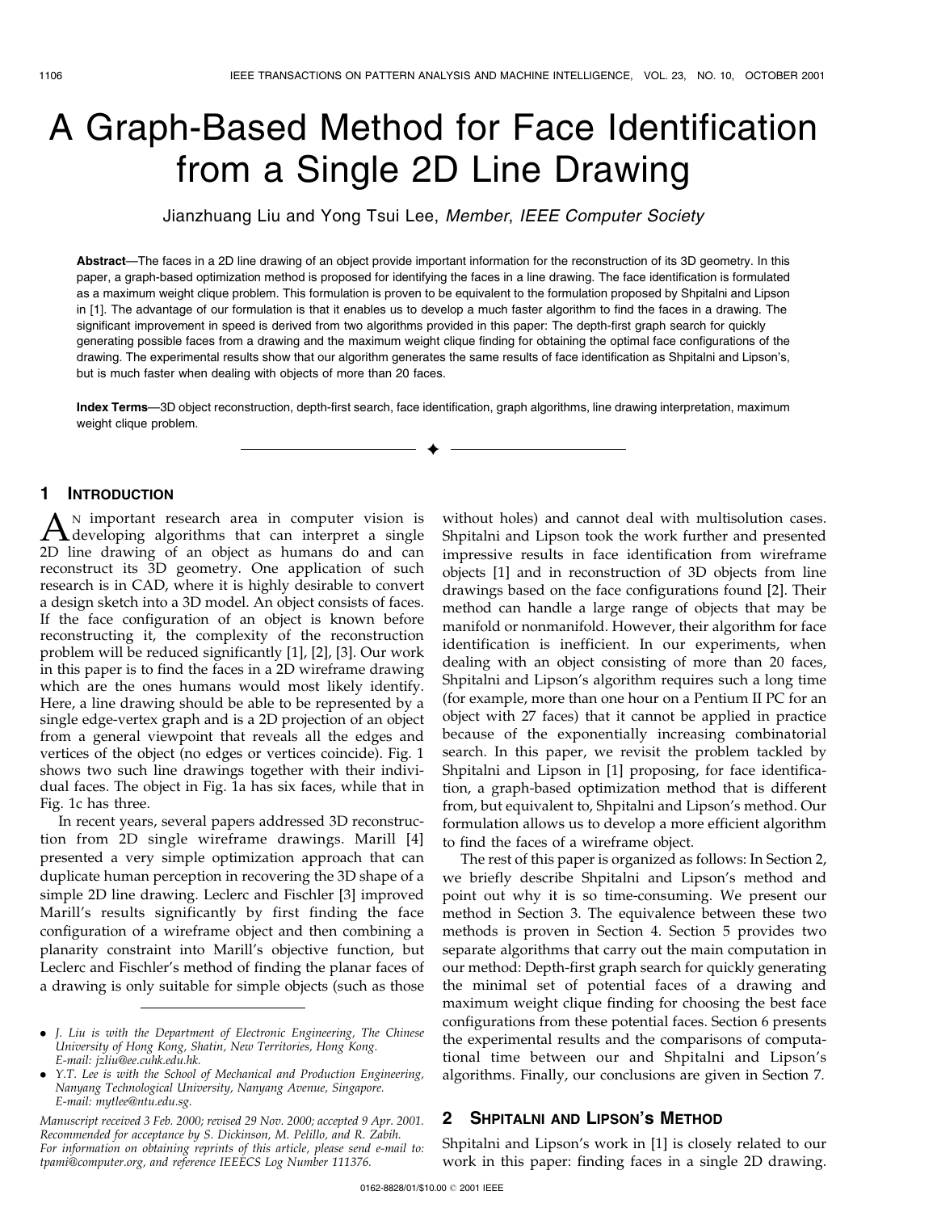// CONTENT NOTE: OCR transcription of a PDF page (document 03bcbb60cdba, page 1).

# A Graph-Based Method for Face Identification from a Single 2D Line Drawing

Jianzhuang Liu and Yong Tsui Lee, *Member*, *IEEE Computer Society*

**Abstract**—The faces in a 2D line drawing of an object provide important information for the reconstruction of its 3D geometry. In this paper, a graph-based optimization method is proposed for identifying the faces in a line drawing. The face identification is formulated as a maximum weight clique problem. This formulation is proven to be equivalent to the formulation proposed by Shpitalni and Lipson in [1]. The advantage of our formulation is that it enables us to develop a much faster algorithm to find the faces in a drawing. The significant improvement in speed is derived from two algorithms provided in this paper: The depth-first graph search for quickly generating possible faces from a drawing and the maximum weight clique finding for obtaining the optimal face configurations of the drawing. The experimental results show that our algorithm generates the same results of face identification as Shpitalni and Lipson's, but is much faster when dealing with objects of more than 20 faces.

**Index Terms**—3D object reconstruction, depth-first search, face identification, graph algorithms, line drawing interpretation, maximum weight clique problem.

## 1 Introduction

An important research area in computer vision is developing algorithms that can interpret a single 2D line drawing of an object as humans do and can reconstruct its 3D geometry. One application of such research is in CAD, where it is highly desirable to convert a design sketch into a 3D model. An object consists of faces. If the face configuration of an object is known before reconstructing it, the complexity of the reconstruction problem will be reduced significantly [1], [2], [3]. Our work in this paper is to find the faces in a 2D wireframe drawing which are the ones humans would most likely identify. Here, a line drawing should be able to be represented by a single edge-vertex graph and is a 2D projection of an object from a general viewpoint that reveals all the edges and vertices of the object (no edges or vertices coincide). Fig. 1 shows two such line drawings together with their individual faces. The object in Fig. 1a has six faces, while that in Fig. 1c has three.

In recent years, several papers addressed 3D reconstruction from 2D single wireframe drawings. Marill [4] presented a very simple optimization approach that can duplicate human perception in recovering the 3D shape of a simple 2D line drawing. Leclerc and Fischler [3] improved Marill's results significantly by first finding the face configuration of a wireframe object and then combining a planarity constraint into Marill's objective function, but Leclerc and Fischler's method of finding the planar faces of a drawing is only suitable for simple objects (such as those without holes) and cannot deal with multisolution cases. Shpitalni and Lipson took the work further and presented impressive results in face identification from wireframe objects [1] and in reconstruction of 3D objects from line drawings based on the face configurations found [2]. Their method can handle a large range of objects that may be manifold or nonmanifold. However, their algorithm for face identification is inefficient. In our experiments, when dealing with an object consisting of more than 20 faces, Shpitalni and Lipson's algorithm requires such a long time (for example, more than one hour on a Pentium II PC for an object with 27 faces) that it cannot be applied in practice because of the exponentially increasing combinatorial search. In this paper, we revisit the problem tackled by Shpitalni and Lipson in [1] proposing, for face identification, a graph-based optimization method that is different from, but equivalent to, Shpitalni and Lipson's method. Our formulation allows us to develop a more efficient algorithm to find the faces of a wireframe object.

The rest of this paper is organized as follows: In Section 2, we briefly describe Shpitalni and Lipson's method and point out why it is so time-consuming. We present our method in Section 3. The equivalence between these two methods is proven in Section 4. Section 5 provides two separate algorithms that carry out the main computation in our method: Depth-first graph search for quickly generating the minimal set of potential faces of a drawing and maximum weight clique finding for choosing the best face configurations from these potential faces. Section 6 presents the experimental results and the comparisons of computational time between our and Shpitalni and Lipson's algorithms. Finally, our conclusions are given in Section 7.

## 2 Shpitalni and Lipson's Method

Shpitalni and Lipson's work in [1] is closely related to our work in this paper: finding faces in a single 2D drawing.

---

- *J. Liu is with the Department of Electronic Engineering, The Chinese University of Hong Kong, Shatin, New Territories, Hong Kong. E-mail: jzliu@ee.cuhk.edu.hk.*
- *Y.T. Lee is with the School of Mechanical and Production Engineering, Nanyang Technological University, Nanyang Avenue, Singapore. E-mail: mytlee@ntu.edu.sg.*

*Manuscript received 3 Feb. 2000; revised 29 Nov. 2000; accepted 9 Apr. 2001. Recommended for acceptance by S. Dickinson, M. Pelillo, and R. Zabih. For information on obtaining reprints of this article, please send e-mail to: tpami@computer.org, and reference IEEECS Log Number 111376.*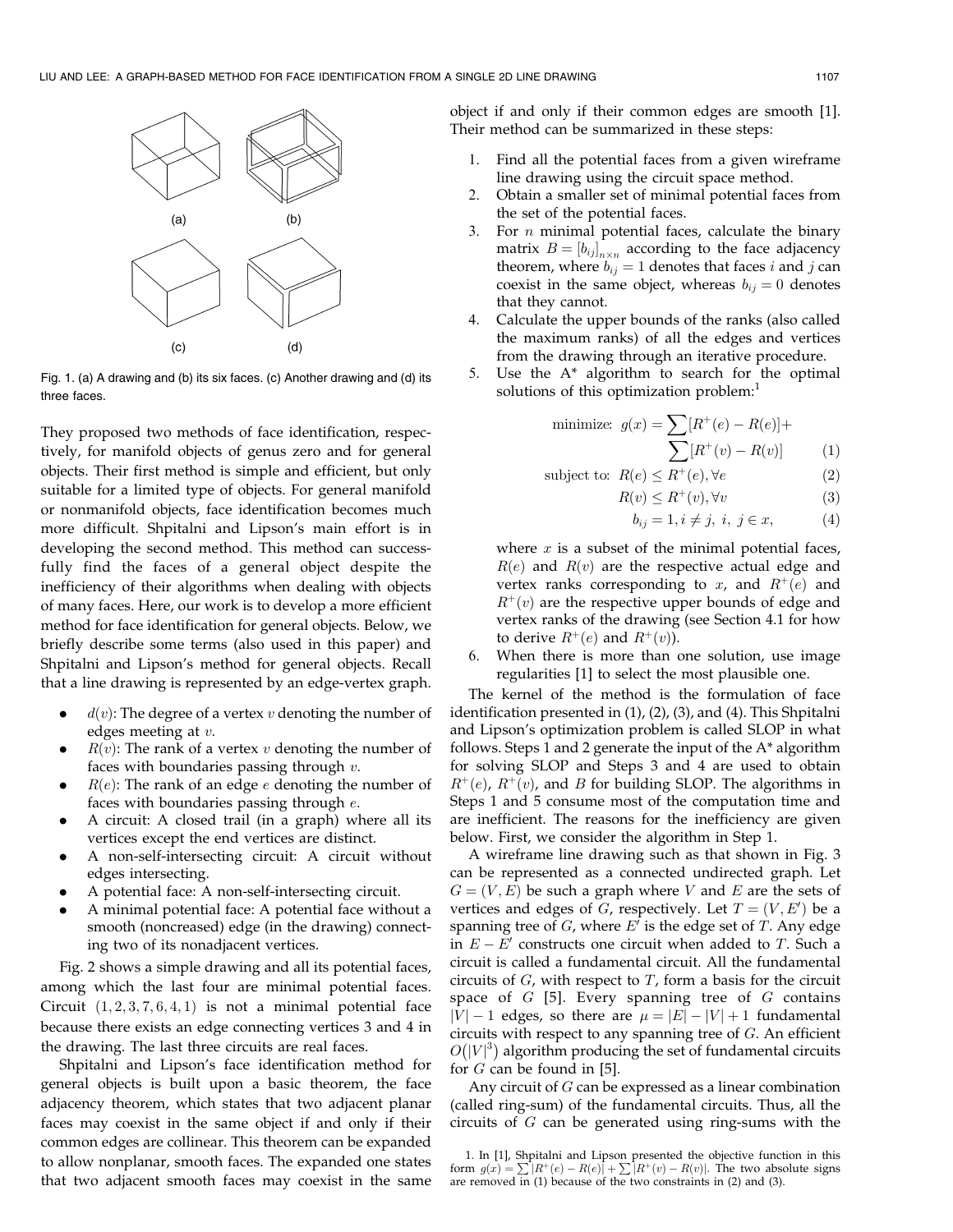Fig. 1. (a) A drawing and (b) its six faces. (c) Another drawing and (d) its three faces.

They proposed two methods of face identification, respectively, for manifold objects of genus zero and for general objects. Their first method is simple and efficient, but only suitable for a limited type of objects. For general manifold or nonmanifold objects, face identification becomes much more difficult. Shpitalni and Lipson's main effort is in developing the second method. This method can successfully find the faces of a general object despite the inefficiency of their algorithms when dealing with objects of many faces. Here, our work is to develop a more efficient method for face identification for general objects. Below, we briefly describe some terms (also used in this paper) and Shpitalni and Lipson's method for general objects. Recall that a line drawing is represented by an edge-vertex graph.

- $d(v)$: The degree of a vertex $v$ denoting the number of edges meeting at $v$.
- $R(v)$: The rank of a vertex $v$ denoting the number of faces with boundaries passing through $v$.
- $R(e)$: The rank of an edge $e$ denoting the number of faces with boundaries passing through $e$.
- A circuit: A closed trail (in a graph) where all its vertices except the end vertices are distinct.
- A non-self-intersecting circuit: A circuit without edges intersecting.
- A potential face: A non-self-intersecting circuit.
- A minimal potential face: A potential face without a smooth (noncreased) edge (in the drawing) connecting two of its nonadjacent vertices.

Fig. 2 shows a simple drawing and all its potential faces, among which the last four are minimal potential faces. Circuit $(1, 2, 3, 7, 6, 4, 1)$ is not a minimal potential face because there exists an edge connecting vertices 3 and 4 in the drawing. The last three circuits are real faces.

Shpitalni and Lipson's face identification method for general objects is built upon a basic theorem, the face adjacency theorem, which states that two adjacent planar faces may coexist in the same object if and only if their common edges are collinear. This theorem can be expanded to allow nonplanar, smooth faces. The expanded one states that two adjacent smooth faces may coexist in the same object if and only if their common edges are smooth [1]. Their method can be summarized in these steps:

1. Find all the potential faces from a given wireframe line drawing using the circuit space method.
2. Obtain a smaller set of minimal potential faces from the set of the potential faces.
3. For $n$ minimal potential faces, calculate the binary matrix $B = [b_{ij}]_{n\times n}$ according to the face adjacency theorem, where $b_{ij} = 1$ denotes that faces $i$ and $j$ can coexist in the same object, whereas $b_{ij} = 0$ denotes that they cannot.
4. Calculate the upper bounds of the ranks (also called the maximum ranks) of all the edges and vertices from the drawing through an iterative procedure.
5. Use the A* algorithm to search for the optimal solutions of this optimization problem:[1]

$$\text{minimize: } g(x) = \sum [R^+(e) - R(e)] + \sum [R^+(v) - R(v)] \tag{1}$$

$$\text{subject to: } R(e) \leq R^+(e), \forall e \tag{2}$$

$$R(v) \leq R^+(v), \forall v \tag{3}$$

$$b_{ij} = 1, i \neq j,\ i,\ j \in x, \tag{4}$$

where $x$ is a subset of the minimal potential faces, $R(e)$ and $R(v)$ are the respective actual edge and vertex ranks corresponding to $x$, and $R^+(e)$ and $R^+(v)$ are the respective upper bounds of edge and vertex ranks of the drawing (see Section 4.1 for how to derive $R^+(e)$ and $R^+(v)$).

6. When there is more than one solution, use image regularities [1] to select the most plausible one.

The kernel of the method is the formulation of face identification presented in (1), (2), (3), and (4). This Shpitalni and Lipson's optimization problem is called SLOP in what follows. Steps 1 and 2 generate the input of the A* algorithm for solving SLOP and Steps 3 and 4 are used to obtain $R^+(e)$, $R^+(v)$, and $B$ for building SLOP. The algorithms in Steps 1 and 5 consume most of the computation time and are inefficient. The reasons for the inefficiency are given below. First, we consider the algorithm in Step 1.

A wireframe line drawing such as that shown in Fig. 3 can be represented as a connected undirected graph. Let $G = (V, E)$ be such a graph where $V$ and $E$ are the sets of vertices and edges of $G$, respectively. Let $T = (V, E')$ be a spanning tree of $G$, where $E'$ is the edge set of $T$. Any edge in $E - E'$ constructs one circuit when added to $T$. Such a circuit is called a fundamental circuit. All the fundamental circuits of $G$, with respect to $T$, form a basis for the circuit space of $G$ [5]. Every spanning tree of $G$ contains $|V| - 1$ edges, so there are $\mu = |E| - |V| + 1$ fundamental circuits with respect to any spanning tree of $G$. An efficient $O(|V|^3)$ algorithm producing the set of fundamental circuits for $G$ can be found in [5].

Any circuit of $G$ can be expressed as a linear combination (called ring-sum) of the fundamental circuits. Thus, all the circuits of $G$ can be generated using ring-sums with the

1. In [1], Shpitalni and Lipson presented the objective function in this form $g(x) = \sum |R^+(e) - R(e)| + \sum |R^+(v) - R(v)|$. The two absolute signs are removed in (1) because of the two constraints in (2) and (3).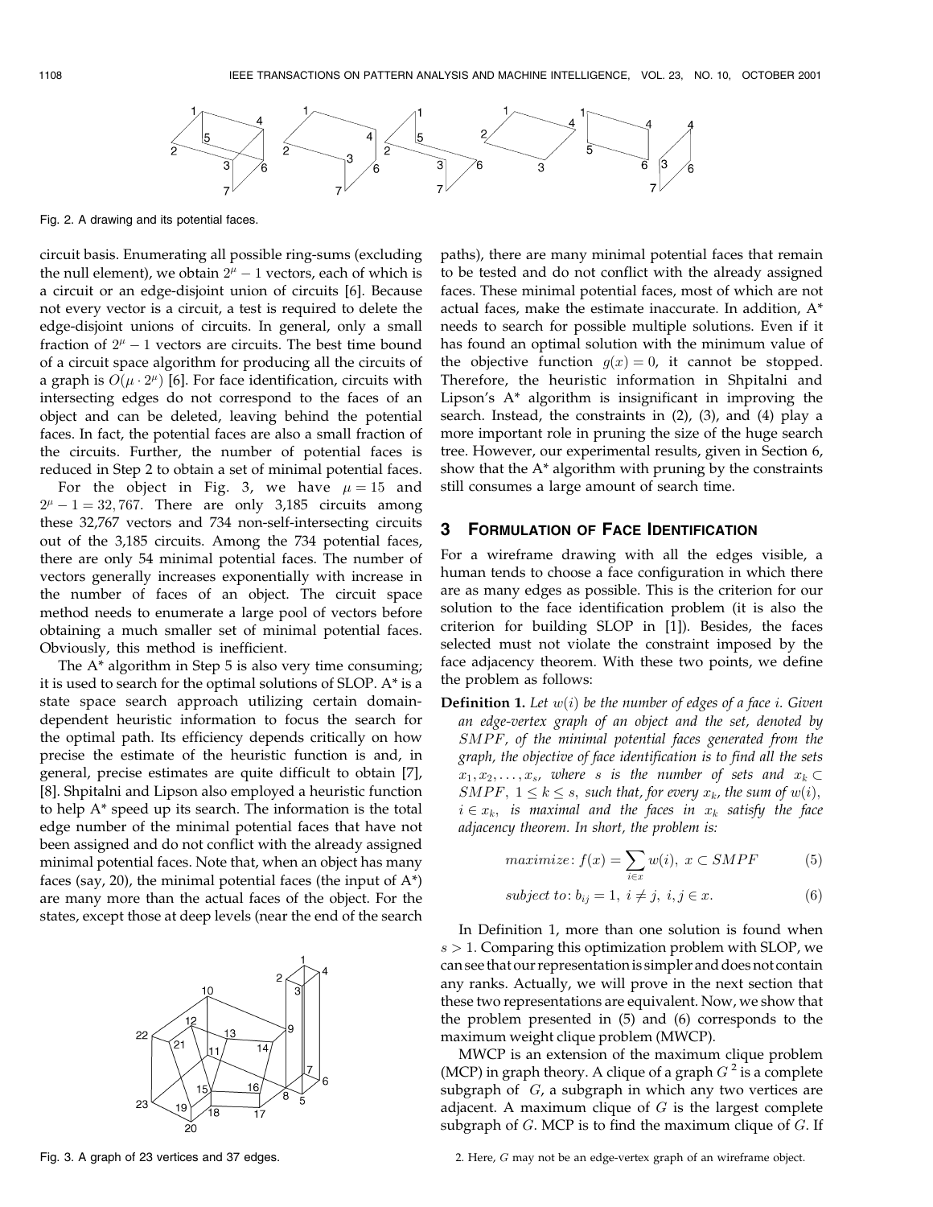Fig. 2. A drawing and its potential faces.

circuit basis. Enumerating all possible ring-sums (excluding the null element), we obtain $2^{\mu} - 1$ vectors, each of which is a circuit or an edge-disjoint union of circuits [6]. Because not every vector is a circuit, a test is required to delete the edge-disjoint unions of circuits. In general, only a small fraction of $2^{\mu} - 1$ vectors are circuits. The best time bound of a circuit space algorithm for producing all the circuits of a graph is $O(\mu \cdot 2^{\mu})$ [6]. For face identification, circuits with intersecting edges do not correspond to the faces of an object and can be deleted, leaving behind the potential faces. In fact, the potential faces are also a small fraction of the circuits. Further, the number of potential faces is reduced in Step 2 to obtain a set of minimal potential faces.

For the object in Fig. 3, we have $\mu = 15$ and $2^{\mu} - 1 = 32,767$. There are only 3,185 circuits among these 32,767 vectors and 734 non-self-intersecting circuits out of the 3,185 circuits. Among the 734 potential faces, there are only 54 minimal potential faces. The number of vectors generally increases exponentially with increase in the number of faces of an object. The circuit space method needs to enumerate a large pool of vectors before obtaining a much smaller set of minimal potential faces. Obviously, this method is inefficient.

The A* algorithm in Step 5 is also very time consuming; it is used to search for the optimal solutions of SLOP. A* is a state space search approach utilizing certain domain-dependent heuristic information to focus the search for the optimal path. Its efficiency depends critically on how precise the estimate of the heuristic function is and, in general, precise estimates are quite difficult to obtain [7], [8]. Shpitalni and Lipson also employed a heuristic function to help A* speed up its search. The information is the total edge number of the minimal potential faces that have not been assigned and do not conflict with the already assigned minimal potential faces. Note that, when an object has many faces (say, 20), the minimal potential faces (the input of A*) are many more than the actual faces of the object. For the states, except those at deep levels (near the end of the search paths), there are many minimal potential faces that remain to be tested and do not conflict with the already assigned faces. These minimal potential faces, most of which are not actual faces, make the estimate inaccurate. In addition, A* needs to search for possible multiple solutions. Even if it has found an optimal solution with the minimum value of the objective function $g(x) = 0$, it cannot be stopped. Therefore, the heuristic information in Shpitalni and Lipson's A* algorithm is insignificant in improving the search. Instead, the constraints in (2), (3), and (4) play a more important role in pruning the size of the huge search tree. However, our experimental results, given in Section 6, show that the A* algorithm with pruning by the constraints still consumes a large amount of search time.

Fig. 3. A graph of 23 vertices and 37 edges.

## 3 Formulation of Face Identification

For a wireframe drawing with all the edges visible, a human tends to choose a face configuration in which there are as many edges as possible. This is the criterion for our solution to the face identification problem (it is also the criterion for building SLOP in [1]). Besides, the faces selected must not violate the constraint imposed by the face adjacency theorem. With these two points, we define the problem as follows:

**Definition 1.** *Let $w(i)$ be the number of edges of a face $i$. Given an edge-vertex graph of an object and the set, denoted by $SMPF$, of the minimal potential faces generated from the graph, the objective of face identification is to find all the sets $x_1, x_2, \ldots, x_s$, where $s$ is the number of sets and $x_k \subset SMPF$, $1 \le k \le s$, such that, for every $x_k$, the sum of $w(i)$, $i \in x_k$, is maximal and the faces in $x_k$ satisfy the face adjacency theorem. In short, the problem is:*

$$maximize\colon f(x) = \sum_{i \in x} w(i),\ x \subset SMPF \tag{5}$$

$$subject\ to\colon b_{ij} = 1,\ i \neq j,\ i, j \in x. \tag{6}$$

In Definition 1, more than one solution is found when $s > 1$. Comparing this optimization problem with SLOP, we can see that our representation is simpler and does not contain any ranks. Actually, we will prove in the next section that these two representations are equivalent. Now, we show that the problem presented in (5) and (6) corresponds to the maximum weight clique problem (MWCP).

MWCP is an extension of the maximum clique problem (MCP) in graph theory. A clique of a graph $G$[2] is a complete subgraph of $G$, a subgraph in which any two vertices are adjacent. A maximum clique of $G$ is the largest complete subgraph of $G$. MCP is to find the maximum clique of $G$. If

2. Here, $G$ may not be an edge-vertex graph of an wireframe object.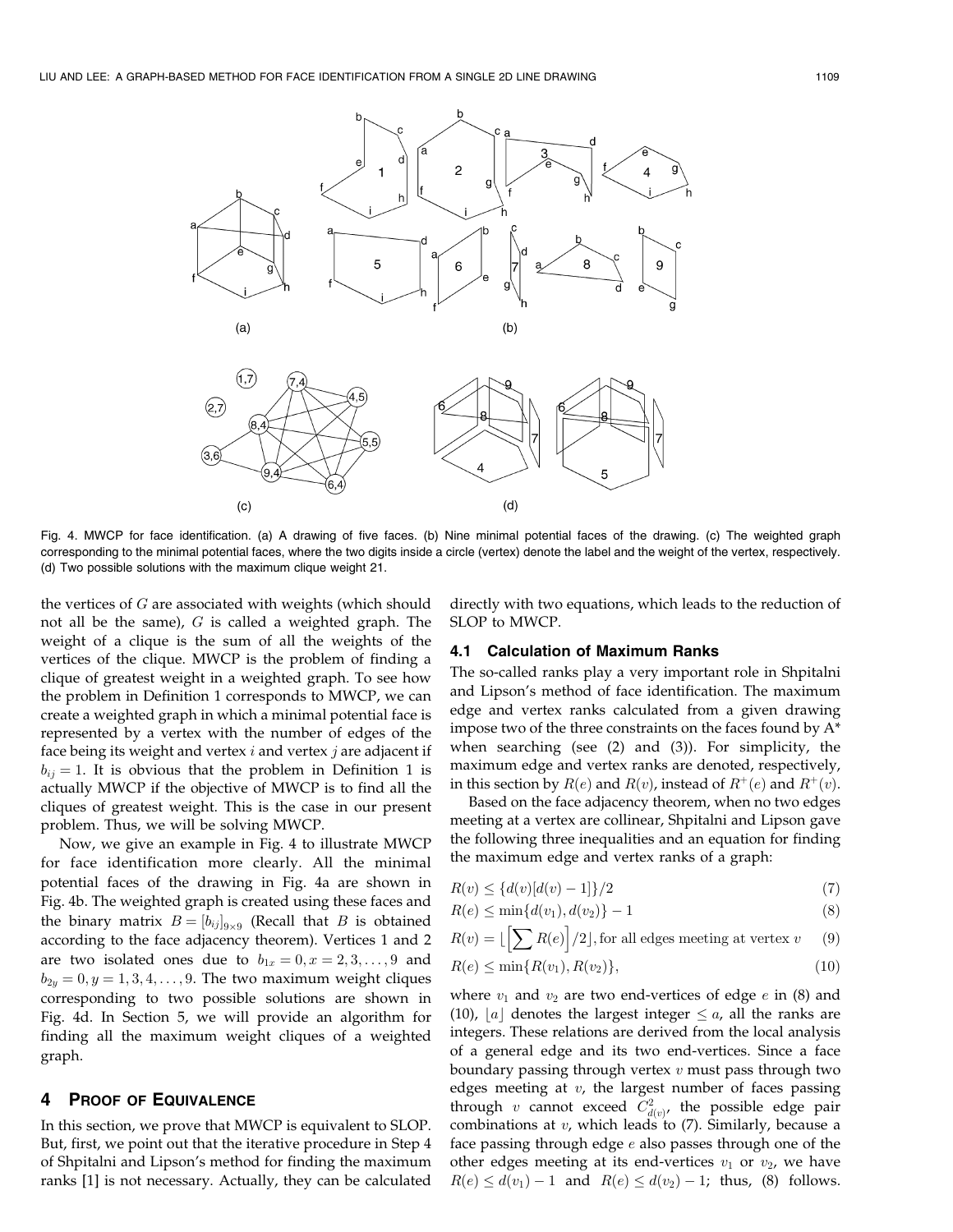Fig. 4. MWCP for face identification. (a) A drawing of five faces. (b) Nine minimal potential faces of the drawing. (c) The weighted graph corresponding to the minimal potential faces, where the two digits inside a circle (vertex) denote the label and the weight of the vertex, respectively. (d) Two possible solutions with the maximum clique weight 21.

the vertices of $G$ are associated with weights (which should not all be the same), $G$ is called a weighted graph. The weight of a clique is the sum of all the weights of the vertices of the clique. MWCP is the problem of finding a clique of greatest weight in a weighted graph. To see how the problem in Definition 1 corresponds to MWCP, we can create a weighted graph in which a minimal potential face is represented by a vertex with the number of edges of the face being its weight and vertex $i$ and vertex $j$ are adjacent if $b_{ij} = 1$. It is obvious that the problem in Definition 1 is actually MWCP if the objective of MWCP is to find all the cliques of greatest weight. This is the case in our present problem. Thus, we will be solving MWCP.

Now, we give an example in Fig. 4 to illustrate MWCP for face identification more clearly. All the minimal potential faces of the drawing in Fig. 4a are shown in Fig. 4b. The weighted graph is created using these faces and the binary matrix $B = [b_{ij}]_{9\times 9}$ (Recall that $B$ is obtained according to the face adjacency theorem). Vertices 1 and 2 are two isolated ones due to $b_{1x} = 0, x = 2, 3, \ldots, 9$ and $b_{2y} = 0, y = 1, 3, 4, \ldots, 9$. The two maximum weight cliques corresponding to two possible solutions are shown in Fig. 4d. In Section 5, we will provide an algorithm for finding all the maximum weight cliques of a weighted graph.

## 4 Proof of Equivalence

In this section, we prove that MWCP is equivalent to SLOP. But, first, we point out that the iterative procedure in Step 4 of Shpitalni and Lipson's method for finding the maximum ranks [1] is not necessary. Actually, they can be calculated directly with two equations, which leads to the reduction of SLOP to MWCP.

### 4.1 Calculation of Maximum Ranks

The so-called ranks play a very important role in Shpitalni and Lipson's method of face identification. The maximum edge and vertex ranks calculated from a given drawing impose two of the three constraints on the faces found by A* when searching (see (2) and (3)). For simplicity, the maximum edge and vertex ranks are denoted, respectively, in this section by $R(e)$ and $R(v)$, instead of $R^+(e)$ and $R^+(v)$.

Based on the face adjacency theorem, when no two edges meeting at a vertex are collinear, Shpitalni and Lipson gave the following three inequalities and an equation for finding the maximum edge and vertex ranks of a graph:

$$R(v) \leq \{d(v)[d(v) - 1]\}/2 \tag{7}$$

$$R(e) \leq \min\{d(v_1), d(v_2)\} - 1 \tag{8}$$

$$R(v) = \left\lfloor \left[\sum R(e)\right]/2 \right\rfloor, \text{for all edges meeting at vertex } v \tag{9}$$

$$R(e) \leq \min\{R(v_1), R(v_2)\}, \tag{10}$$

where $v_1$ and $v_2$ are two end-vertices of edge $e$ in (8) and (10), $\lfloor a \rfloor$ denotes the largest integer $\leq a$, all the ranks are integers. These relations are derived from the local analysis of a general edge and its two end-vertices. Since a face boundary passing through vertex $v$ must pass through two edges meeting at $v$, the largest number of faces passing through $v$ cannot exceed $C^2_{d(v)}$, the possible edge pair combinations at $v$, which leads to (7). Similarly, because a face passing through edge $e$ also passes through one of the other edges meeting at its end-vertices $v_1$ or $v_2$, we have $R(e) \leq d(v_1) - 1$ and $R(e) \leq d(v_2) - 1$; thus, (8) follows.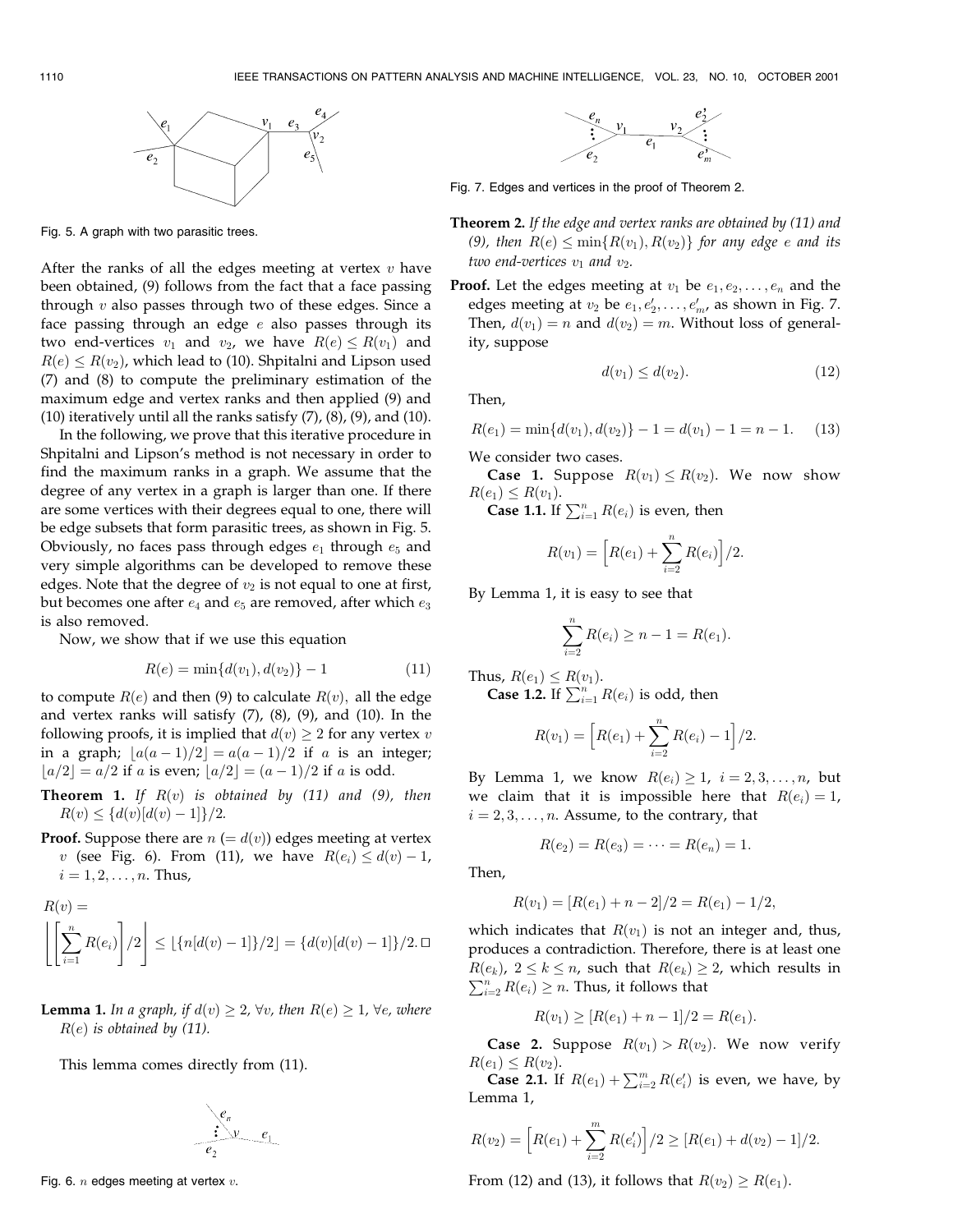Fig. 5. A graph with two parasitic trees.

After the ranks of all the edges meeting at vertex $v$ have been obtained, (9) follows from the fact that a face passing through $v$ also passes through two of these edges. Since a face passing through an edge $e$ also passes through its two end-vertices $v_1$ and $v_2$, we have $R(e) \leq R(v_1)$ and $R(e) \leq R(v_2)$, which lead to (10). Shpitalni and Lipson used (7) and (8) to compute the preliminary estimation of the maximum edge and vertex ranks and then applied (9) and (10) iteratively until all the ranks satisfy (7), (8), (9), and (10).

In the following, we prove that this iterative procedure in Shpitalni and Lipson's method is not necessary in order to find the maximum ranks in a graph. We assume that the degree of any vertex in a graph is larger than one. If there are some vertices with their degrees equal to one, there will be edge subsets that form parasitic trees, as shown in Fig. 5. Obviously, no faces pass through edges $e_1$ through $e_5$ and very simple algorithms can be developed to remove these edges. Note that the degree of $v_2$ is not equal to one at first, but becomes one after $e_4$ and $e_5$ are removed, after which $e_3$ is also removed.

Now, we show that if we use this equation

$$R(e) = \min\{d(v_1), d(v_2)\} - 1 \tag{11}$$

to compute $R(e)$ and then (9) to calculate $R(v)$, all the edge and vertex ranks will satisfy (7), (8), (9), and (10). In the following proofs, it is implied that $d(v) \geq 2$ for any vertex $v$ in a graph; $\lfloor a(a-1)/2 \rfloor = a(a-1)/2$ if $a$ is an integer; $\lfloor a/2 \rfloor = a/2$ if $a$ is even; $\lfloor a/2 \rfloor = (a-1)/2$ if $a$ is odd.

**Theorem 1.** *If $R(v)$ is obtained by (11) and (9), then $R(v) \leq \{d(v)[d(v)-1]\}/2$.*

**Proof.** Suppose there are $n$ $(= d(v))$ edges meeting at vertex $v$ (see Fig. 6). From (11), we have $R(e_i) \leq d(v) - 1$, $i = 1, 2, \ldots, n$. Thus,

$$R(v) = \left\lfloor \left[\sum_{i=1}^{n} R(e_i)\right] /2 \right\rfloor \leq \lfloor \{n[d(v)-1]\}/2 \rfloor = \{d(v)[d(v)-1]\}/2. \square$$

**Lemma 1.** *In a graph, if $d(v) \geq 2$, $\forall v$, then $R(e) \geq 1$, $\forall e$, where $R(e)$ is obtained by (11).*

This lemma comes directly from (11).

Fig. 6. $n$ edges meeting at vertex $v$.

Fig. 7. Edges and vertices in the proof of Theorem 2.

**Theorem 2.** *If the edge and vertex ranks are obtained by (11) and (9), then $R(e) \leq \min\{R(v_1), R(v_2)\}$ for any edge $e$ and its two end-vertices $v_1$ and $v_2$.*

**Proof.** Let the edges meeting at $v_1$ be $e_1, e_2, \ldots, e_n$ and the edges meeting at $v_2$ be $e_1, e_2', \ldots, e_m'$, as shown in Fig. 7. Then, $d(v_1) = n$ and $d(v_2) = m$. Without loss of generality, suppose

$$d(v_1) \leq d(v_2). \tag{12}$$

Then,

$$R(e_1) = \min\{d(v_1), d(v_2)\} - 1 = d(v_1) - 1 = n - 1. \tag{13}$$

We consider two cases.

**Case 1.** Suppose $R(v_1) \leq R(v_2)$. We now show $R(e_1) \leq R(v_1)$.

**Case 1.1.** If $\sum_{i=1}^{n} R(e_i)$ is even, then

$$R(v_1) = \left[R(e_1) + \sum_{i=2}^{n} R(e_i)\right]/2.$$

By Lemma 1, it is easy to see that

$$\sum_{i=2}^{n} R(e_i) \geq n - 1 = R(e_1).$$

Thus, $R(e_1) \leq R(v_1)$.

**Case 1.2.** If $\sum_{i=1}^{n} R(e_i)$ is odd, then

$$R(v_1) = \left[R(e_1) + \sum_{i=2}^{n} R(e_i) - 1\right]/2.$$

By Lemma 1, we know $R(e_i) \geq 1$, $i = 2, 3, \ldots, n$, but we claim that it is impossible here that $R(e_i) = 1$, $i = 2, 3, \ldots, n$. Assume, to the contrary, that

$$R(e_2) = R(e_3) = \cdots = R(e_n) = 1.$$

Then,

$$R(v_1) = [R(e_1) + n - 2]/2 = R(e_1) - 1/2,$$

which indicates that $R(v_1)$ is not an integer and, thus, produces a contradiction. Therefore, there is at least one $R(e_k)$, $2 \leq k \leq n$, such that $R(e_k) \geq 2$, which results in $\sum_{i=2}^{n} R(e_i) \geq n$. Thus, it follows that

$$R(v_1) \geq [R(e_1) + n - 1]/2 = R(e_1).$$

**Case 2.** Suppose $R(v_1) > R(v_2)$. We now verify $R(e_1) \leq R(v_2)$.

**Case 2.1.** If $R(e_1) + \sum_{i=2}^{m} R(e_i')$ is even, we have, by Lemma 1,

$$R(v_2) = \left[R(e_1) + \sum_{i=2}^{m} R(e_i')\right]/2 \geq [R(e_1) + d(v_2) - 1]/2.$$

From (12) and (13), it follows that $R(v_2) \geq R(e_1)$.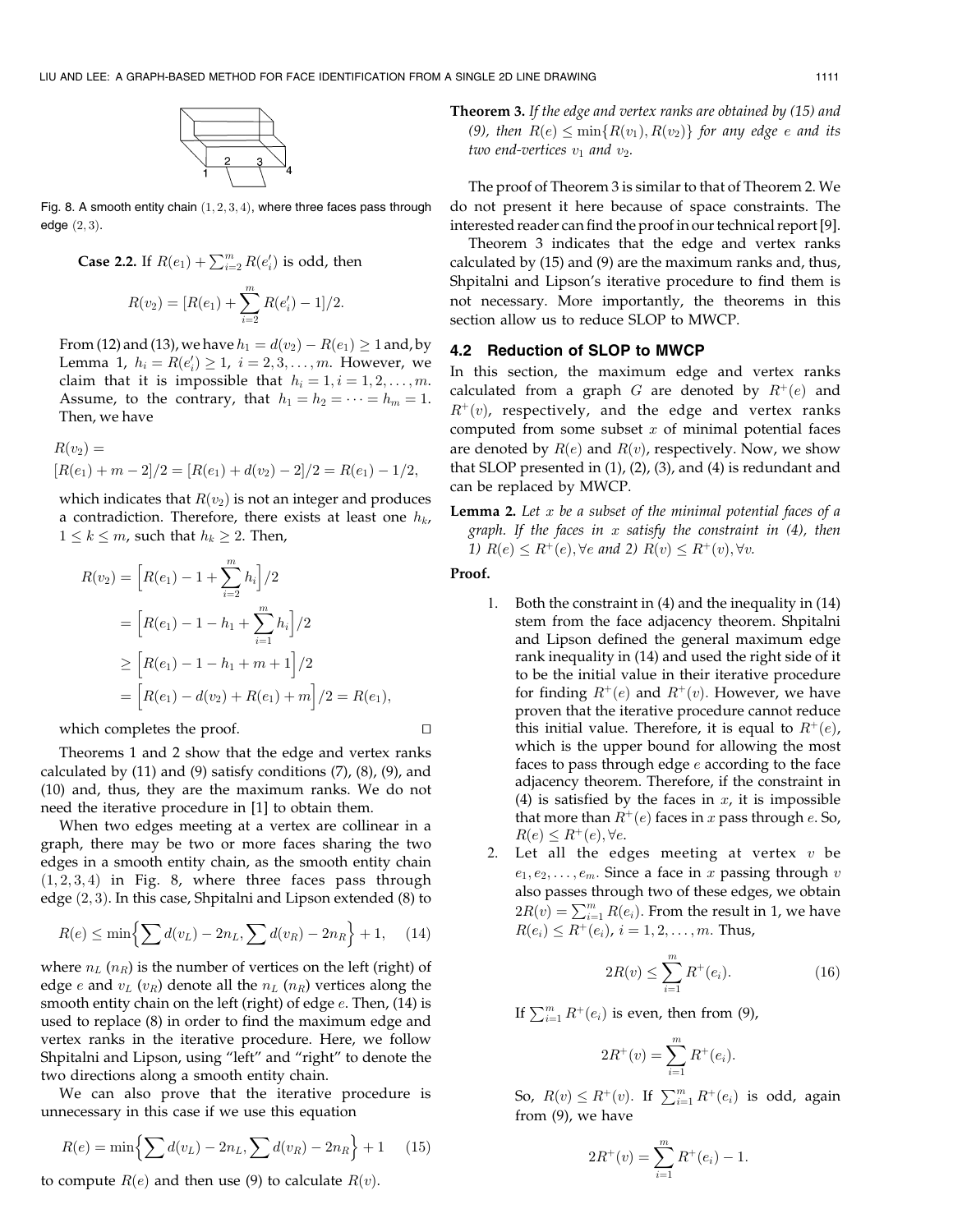Fig. 8. A smooth entity chain $(1, 2, 3, 4)$, where three faces pass through edge $(2, 3)$.

**Case 2.2.** If $R(e_1) + \sum_{i=2}^{m} R(e_i')$ is odd, then

$$R(v_2) = [R(e_1) + \sum_{i=2}^{m} R(e_i') - 1]/2.$$

From (12) and (13), we have $h_1 = d(v_2) - R(e_1) \geq 1$ and, by Lemma 1, $h_i = R(e_i') \geq 1$, $i = 2, 3, \ldots, m$. However, we claim that it is impossible that $h_i = 1, i = 1, 2, \ldots, m$. Assume, to the contrary, that $h_1 = h_2 = \cdots = h_m = 1$. Then, we have

$$R(v_2) =$$
$$[R(e_1) + m - 2]/2 = [R(e_1) + d(v_2) - 2]/2 = R(e_1) - 1/2,$$

which indicates that $R(v_2)$ is not an integer and produces a contradiction. Therefore, there exists at least one $h_k$, $1 \leq k \leq m$, such that $h_k \geq 2$. Then,

$$\begin{aligned} R(v_2) &= \Big[R(e_1) - 1 + \sum_{i=2}^{m} h_i\Big]/2 \\ &= \Big[R(e_1) - 1 - h_1 + \sum_{i=1}^{m} h_i\Big]/2 \\ &\geq \Big[R(e_1) - 1 - h_1 + m + 1\Big]/2 \\ &= \Big[R(e_1) - d(v_2) + R(e_1) + m\Big]/2 = R(e_1), \end{aligned}$$

which completes the proof. □

Theorems 1 and 2 show that the edge and vertex ranks calculated by (11) and (9) satisfy conditions (7), (8), (9), and (10) and, thus, they are the maximum ranks. We do not need the iterative procedure in [1] to obtain them.

When two edges meeting at a vertex are collinear in a graph, there may be two or more faces sharing the two edges in a smooth entity chain, as the smooth entity chain $(1, 2, 3, 4)$ in Fig. 8, where three faces pass through edge $(2, 3)$. In this case, Shpitalni and Lipson extended (8) to

$$R(e) \leq \min\Big\{\sum d(v_L) - 2n_L, \sum d(v_R) - 2n_R\Big\} + 1, \quad (14)$$

where $n_L$ ($n_R$) is the number of vertices on the left (right) of edge $e$ and $v_L$ ($v_R$) denote all the $n_L$ ($n_R$) vertices along the smooth entity chain on the left (right) of edge $e$. Then, (14) is used to replace (8) in order to find the maximum edge and vertex ranks in the iterative procedure. Here, we follow Shpitalni and Lipson, using "left" and "right" to denote the two directions along a smooth entity chain.

We can also prove that the iterative procedure is unnecessary in this case if we use this equation

$$R(e) = \min\Big\{\sum d(v_L) - 2n_L, \sum d(v_R) - 2n_R\Big\} + 1 \quad (15)$$

to compute $R(e)$ and then use (9) to calculate $R(v)$.

**Theorem 3.** *If the edge and vertex ranks are obtained by (15) and (9), then $R(e) \leq \min\{R(v_1), R(v_2)\}$ for any edge $e$ and its two end-vertices $v_1$ and $v_2$.*

The proof of Theorem 3 is similar to that of Theorem 2. We do not present it here because of space constraints. The interested reader can find the proof in our technical report [9].

Theorem 3 indicates that the edge and vertex ranks calculated by (15) and (9) are the maximum ranks and, thus, Shpitalni and Lipson's iterative procedure to find them is not necessary. More importantly, the theorems in this section allow us to reduce SLOP to MWCP.

### 4.2 Reduction of SLOP to MWCP

In this section, the maximum edge and vertex ranks calculated from a graph $G$ are denoted by $R^+(e)$ and $R^+(v)$, respectively, and the edge and vertex ranks computed from some subset $x$ of minimal potential faces are denoted by $R(e)$ and $R(v)$, respectively. Now, we show that SLOP presented in (1), (2), (3), and (4) is redundant and can be replaced by MWCP.

**Lemma 2.** *Let $x$ be a subset of the minimal potential faces of a graph. If the faces in $x$ satisfy the constraint in (4), then 1) $R(e) \leq R^+(e), \forall e$ and 2) $R(v) \leq R^+(v), \forall v$.*

**Proof.**

1. Both the constraint in (4) and the inequality in (14) stem from the face adjacency theorem. Shpitalni and Lipson defined the general maximum edge rank inequality in (14) and used the right side of it to be the initial value in their iterative procedure for finding $R^+(e)$ and $R^+(v)$. However, we have proven that the iterative procedure cannot reduce this initial value. Therefore, it is equal to $R^+(e)$, which is the upper bound for allowing the most faces to pass through edge $e$ according to the face adjacency theorem. Therefore, if the constraint in (4) is satisfied by the faces in $x$, it is impossible that more than $R^+(e)$ faces in $x$ pass through $e$. So, $R(e) \leq R^+(e), \forall e$.
2. Let all the edges meeting at vertex $v$ be $e_1, e_2, \ldots, e_m$. Since a face in $x$ passing through $v$ also passes through two of these edges, we obtain $2R(v) = \sum_{i=1}^{m} R(e_i)$. From the result in 1, we have $R(e_i) \leq R^+(e_i)$, $i = 1, 2, \ldots, m$. Thus,

$$2R(v) \leq \sum_{i=1}^{m} R^+(e_i). \quad (16)$$

If $\sum_{i=1}^{m} R^+(e_i)$ is even, then from (9),

$$2R^+(v) = \sum_{i=1}^{m} R^+(e_i).$$

So, $R(v) \leq R^+(v)$. If $\sum_{i=1}^{m} R^+(e_i)$ is odd, again from (9), we have

$$2R^+(v) = \sum_{i=1}^{m} R^+(e_i) - 1.$$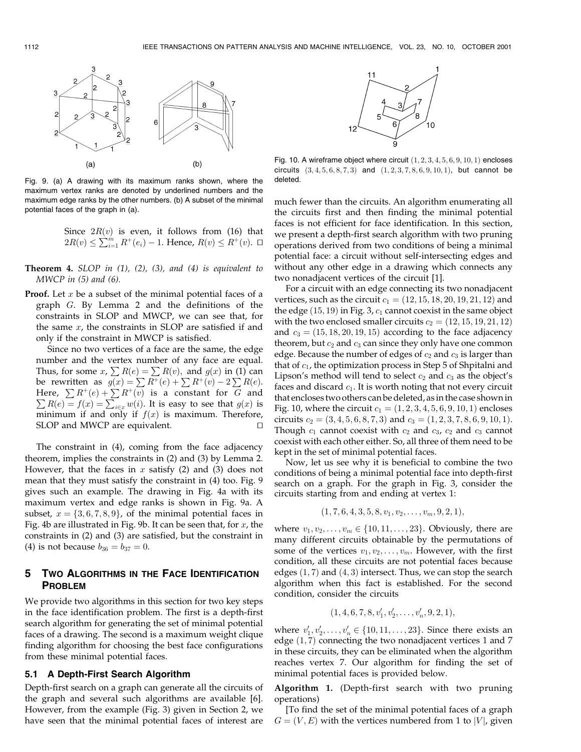Fig. 9. (a) A drawing with its maximum ranks shown, where the maximum vertex ranks are denoted by underlined numbers and the maximum edge ranks by the other numbers. (b) A subset of the minimal potential faces of the graph in (a).

Since $2R(v)$ is even, it follows from (16) that $2R(v) \leq \sum_{i=1}^{m} R^{+}(e_i) - 1$. Hence, $R(v) \leq R^{+}(v)$. □

**Theorem 4.** *SLOP in (1), (2), (3), and (4) is equivalent to MWCP in (5) and (6).*

**Proof.** Let $x$ be a subset of the minimal potential faces of a graph $G$. By Lemma 2 and the definitions of the constraints in SLOP and MWCP, we can see that, for the same $x$, the constraints in SLOP are satisfied if and only if the constraint in MWCP is satisfied.

Since no two vertices of a face are the same, the edge number and the vertex number of any face are equal. Thus, for some $x$, $\sum R(e) = \sum R(v)$, and $g(x)$ in (1) can be rewritten as $g(x) = \sum R^{+}(e) + \sum R^{+}(v) - 2\sum R(e)$. Here, $\sum R^{+}(e) + \sum R^{+}(v)$ is a constant for $G$ and $\sum R(e) = f(x) = \sum_{i \in x} w(i)$. It is easy to see that $g(x)$ is minimum if and only if $f(x)$ is maximum. Therefore, SLOP and MWCP are equivalent. □

The constraint in (4), coming from the face adjacency theorem, implies the constraints in (2) and (3) by Lemma 2. However, that the faces in $x$ satisfy (2) and (3) does not mean that they must satisfy the constraint in (4) too. Fig. 9 gives such an example. The drawing in Fig. 4a with its maximum vertex and edge ranks is shown in Fig. 9a. A subset, $x = \{3, 6, 7, 8, 9\}$, of the minimal potential faces in Fig. 4b are illustrated in Fig. 9b. It can be seen that, for $x$, the constraints in (2) and (3) are satisfied, but the constraint in (4) is not because $b_{36} = b_{37} = 0$.

## 5 Two Algorithms in the Face Identification Problem

We provide two algorithms in this section for two key steps in the face identification problem. The first is a depth-first search algorithm for generating the set of minimal potential faces of a drawing. The second is a maximum weight clique finding algorithm for choosing the best face configurations from these minimal potential faces.

### 5.1 A Depth-First Search Algorithm

Depth-first search on a graph can generate all the circuits of the graph and several such algorithms are available [6]. However, from the example (Fig. 3) given in Section 2, we have seen that the minimal potential faces of interest are much fewer than the circuits. An algorithm enumerating all the circuits first and then finding the minimal potential faces is not efficient for face identification. In this section, we present a depth-first search algorithm with two pruning operations derived from two conditions of being a minimal potential face: a circuit without self-intersecting edges and without any other edge in a drawing which connects any two nonadjacent vertices of the circuit [1].

Fig. 10. A wireframe object where circuit $(1, 2, 3, 4, 5, 6, 9, 10, 1)$ encloses circuits $(3, 4, 5, 6, 8, 7, 3)$ and $(1, 2, 3, 7, 8, 6, 9, 10, 1)$, but cannot be deleted.

For a circuit with an edge connecting its two nonadjacent vertices, such as the circuit $c_1 = (12, 15, 18, 20, 19, 21, 12)$ and the edge $(15, 19)$ in Fig. 3, $c_1$ cannot coexist in the same object with the two enclosed smaller circuits $c_2 = (12, 15, 19, 21, 12)$ and $c_3 = (15, 18, 20, 19, 15)$ according to the face adjacency theorem, but $c_2$ and $c_3$ can since they only have one common edge. Because the number of edges of $c_2$ and $c_3$ is larger than that of $c_1$, the optimization process in Step 5 of Shpitalni and Lipson's method will tend to select $c_2$ and $c_3$ as the object's faces and discard $c_1$. It is worth noting that not every circuit that encloses two others can be deleted, as in the case shown in Fig. 10, where the circuit $c_1 = (1, 2, 3, 4, 5, 6, 9, 10, 1)$ encloses circuits $c_2 = (3, 4, 5, 6, 8, 7, 3)$ and $c_3 = (1, 2, 3, 7, 8, 6, 9, 10, 1)$. Though $c_1$ cannot coexist with $c_2$ and $c_3$, $c_2$ and $c_3$ cannot coexist with each other either. So, all three of them need to be kept in the set of minimal potential faces.

Now, let us see why it is beneficial to combine the two conditions of being a minimal potential face into depth-first search on a graph. For the graph in Fig. 3, consider the circuits starting from and ending at vertex 1:

$$(1, 7, 6, 4, 3, 5, 8, v_1, v_2, \ldots, v_m, 9, 2, 1),$$

where $v_1, v_2, \ldots, v_m \in \{10, 11, \ldots, 23\}$. Obviously, there are many different circuits obtainable by the permutations of some of the vertices $v_1, v_2, \ldots, v_m$. However, with the first condition, all these circuits are not potential faces because edges $(1, 7)$ and $(4, 3)$ intersect. Thus, we can stop the search algorithm when this fact is established. For the second condition, consider the circuits

$$(1, 4, 6, 7, 8, v'_1, v'_2, \ldots, v'_n, 9, 2, 1),$$

where $v'_1, v'_2, \ldots, v'_n \in \{10, 11, \ldots, 23\}$. Since there exists an edge $(1, 7)$ connecting the two nonadjacent vertices 1 and 7 in these circuits, they can be eliminated when the algorithm reaches vertex 7. Our algorithm for finding the set of minimal potential faces is provided below.

**Algorithm 1.** (Depth-first search with two pruning operations)

[To find the set of the minimal potential faces of a graph $G = (V, E)$ with the vertices numbered from 1 to $|V|$, given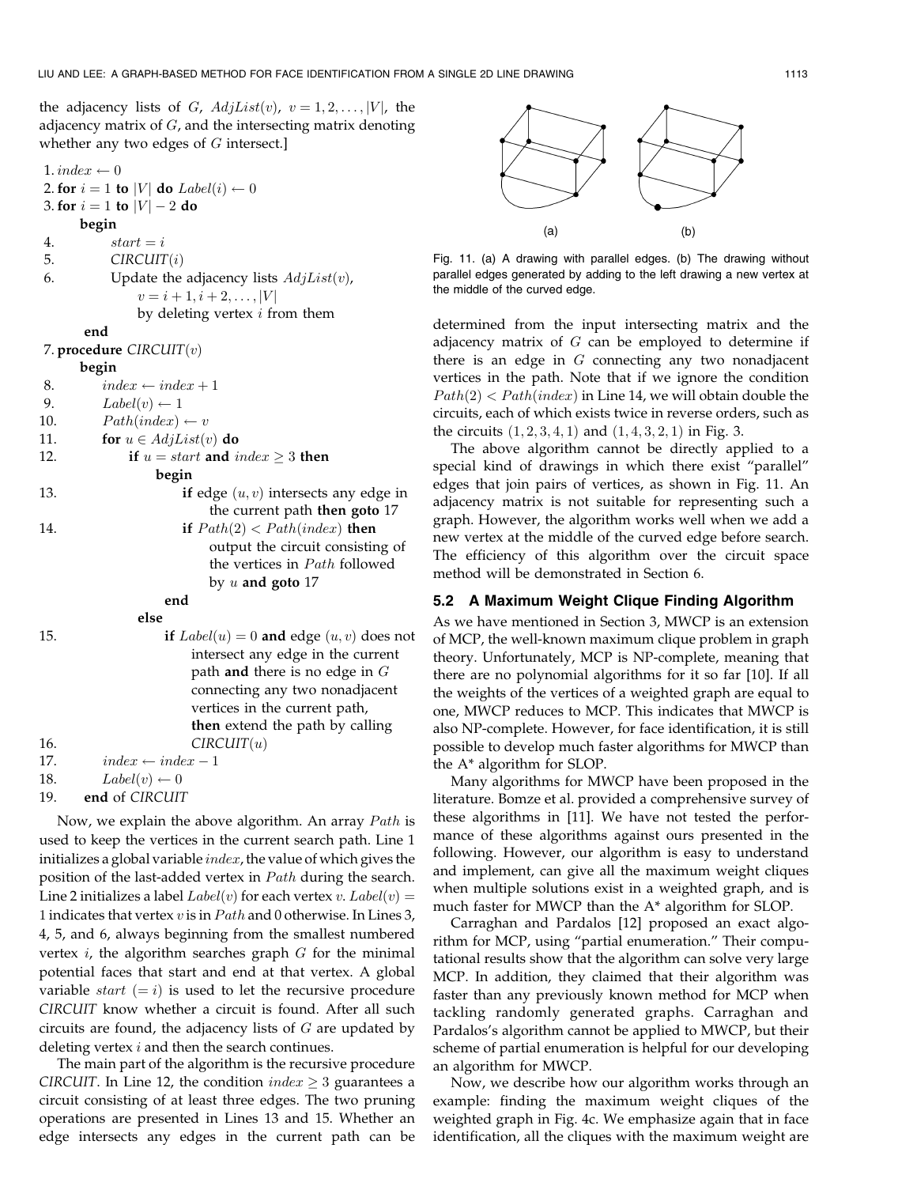the adjacency lists of $G$, $AdjList(v)$, $v = 1, 2, \ldots, |V|$, the adjacency matrix of $G$, and the intersecting matrix denoting whether any two edges of $G$ intersect.]

```
1. index ← 0
2. for i = 1 to |V| do Label(i) ← 0
3. for i = 1 to |V| − 2 do
   begin
4.     start = i
5.     CIRCUIT(i)
6.     Update the adjacency lists AdjList(v),
           v = i + 1, i + 2, ..., |V|
           by deleting vertex i from them
   end
7. procedure CIRCUIT(v)
   begin
8.     index ← index + 1
9.     Label(v) ← 1
10.    Path(index) ← v
11.    for u ∈ AdjList(v) do
12.        if u = start and index ≥ 3 then
               begin
13.                if edge (u, v) intersects any edge in
                       the current path then goto 17
14.                if Path(2) < Path(index) then
                       output the circuit consisting of
                       the vertices in Path followed
                       by u and goto 17
               end
           else
15.            if Label(u) = 0 and edge (u, v) does not
                   intersect any edge in the current
                   path and there is no edge in G
                   connecting any two nonadjacent
                   vertices in the current path,
                   then extend the path by calling
16.                CIRCUIT(u)
17.    index ← index − 1
18.    Label(v) ← 0
19. end of CIRCUIT
```

Now, we explain the above algorithm. An array $Path$ is used to keep the vertices in the current search path. Line 1 initializes a global variable $index$, the value of which gives the position of the last-added vertex in $Path$ during the search. Line 2 initializes a label $Label(v)$ for each vertex $v$. $Label(v) = 1$ indicates that vertex $v$ is in $Path$ and 0 otherwise. In Lines 3, 4, 5, and 6, always beginning from the smallest numbered vertex $i$, the algorithm searches graph $G$ for the minimal potential faces that start and end at that vertex. A global variable $start$ $(= i)$ is used to let the recursive procedure *CIRCUIT* know whether a circuit is found. After all such circuits are found, the adjacency lists of $G$ are updated by deleting vertex $i$ and then the search continues.

The main part of the algorithm is the recursive procedure *CIRCUIT*. In Line 12, the condition $index \geq 3$ guarantees a circuit consisting of at least three edges. The two pruning operations are presented in Lines 13 and 15. Whether an edge intersects any edges in the current path can be determined from the input intersecting matrix and the adjacency matrix of $G$ can be employed to determine if there is an edge in $G$ connecting any two nonadjacent vertices in the path. Note that if we ignore the condition $Path(2) < Path(index)$ in Line 14, we will obtain double the circuits, each of which exists twice in reverse orders, such as the circuits $(1, 2, 3, 4, 1)$ and $(1, 4, 3, 2, 1)$ in Fig. 3.

The above algorithm cannot be directly applied to a special kind of drawings in which there exist "parallel" edges that join pairs of vertices, as shown in Fig. 11. An adjacency matrix is not suitable for representing such a graph. However, the algorithm works well when we add a new vertex at the middle of the curved edge before search. The efficiency of this algorithm over the circuit space method will be demonstrated in Section 6.

Fig. 11. (a) A drawing with parallel edges. (b) The drawing without parallel edges generated by adding to the left drawing a new vertex at the middle of the curved edge.

### 5.2 A Maximum Weight Clique Finding Algorithm

As we have mentioned in Section 3, MWCP is an extension of MCP, the well-known maximum clique problem in graph theory. Unfortunately, MCP is NP-complete, meaning that there are no polynomial algorithms for it so far [10]. If all the weights of the vertices of a weighted graph are equal to one, MWCP reduces to MCP. This indicates that MWCP is also NP-complete. However, for face identification, it is still possible to develop much faster algorithms for MWCP than the A* algorithm for SLOP.

Many algorithms for MWCP have been proposed in the literature. Bomze et al. provided a comprehensive survey of these algorithms in [11]. We have not tested the performance of these algorithms against ours presented in the following. However, our algorithm is easy to understand and implement, can give all the maximum weight cliques when multiple solutions exist in a weighted graph, and is much faster for MWCP than the A* algorithm for SLOP.

Carraghan and Pardalos [12] proposed an exact algorithm for MCP, using "partial enumeration." Their computational results show that the algorithm can solve very large MCP. In addition, they claimed that their algorithm was faster than any previously known method for MCP when tackling randomly generated graphs. Carraghan and Pardalos's algorithm cannot be applied to MWCP, but their scheme of partial enumeration is helpful for our developing an algorithm for MWCP.

Now, we describe how our algorithm works through an example: finding the maximum weight cliques of the weighted graph in Fig. 4c. We emphasize again that in face identification, all the cliques with the maximum weight are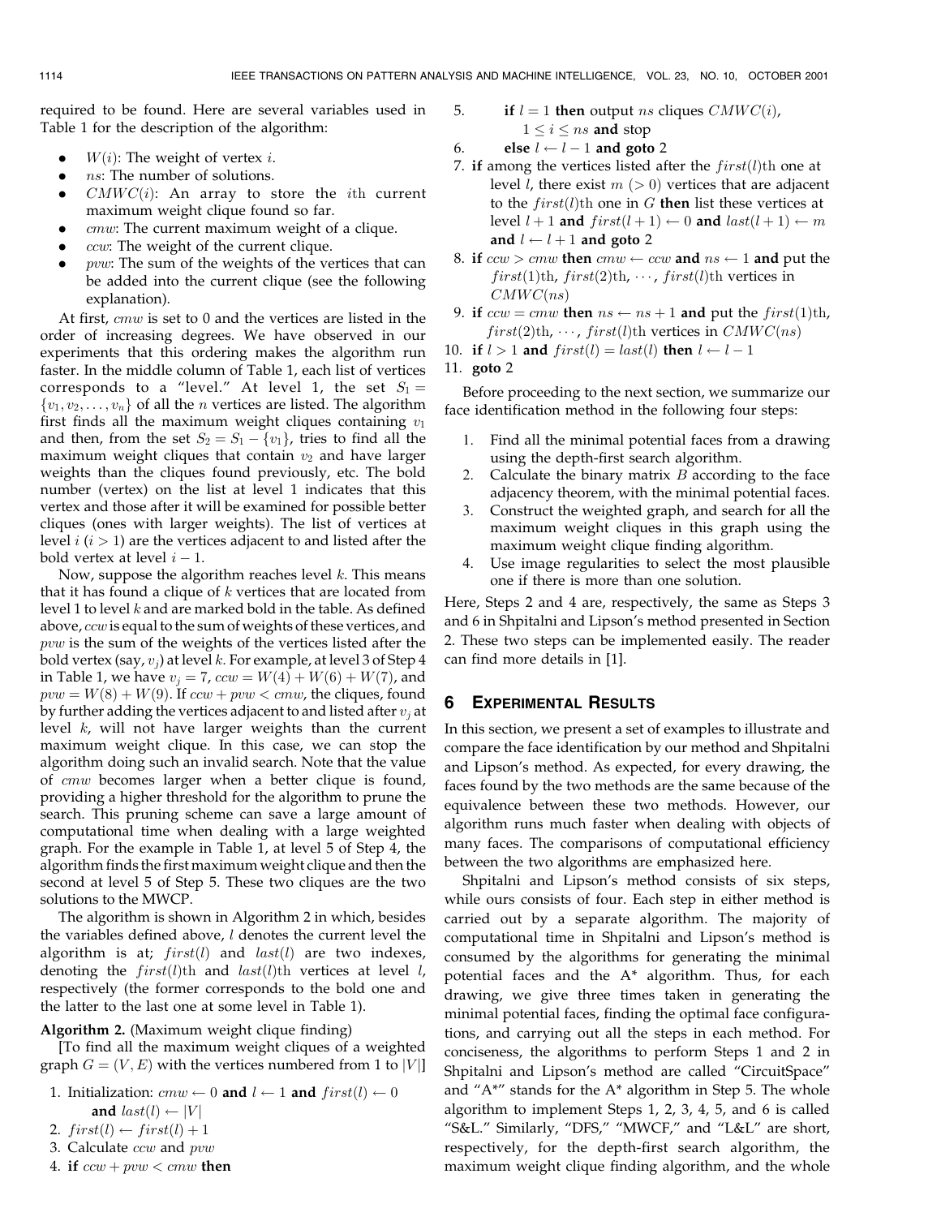required to be found. Here are several variables used in Table 1 for the description of the algorithm:

- $W(i)$: The weight of vertex $i$.
- $ns$: The number of solutions.
- $CMWC(i)$: An array to store the $i$th current maximum weight clique found so far.
- $cmw$: The current maximum weight of a clique.
- $ccw$: The weight of the current clique.
- $pvw$: The sum of the weights of the vertices that can be added into the current clique (see the following explanation).

At first, $cmw$ is set to 0 and the vertices are listed in the order of increasing degrees. We have observed in our experiments that this ordering makes the algorithm run faster. In the middle column of Table 1, each list of vertices corresponds to a "level." At level 1, the set $S_1 = \{v_1, v_2, \ldots, v_n\}$ of all the $n$ vertices are listed. The algorithm first finds all the maximum weight cliques containing $v_1$ and then, from the set $S_2 = S_1 - \{v_1\}$, tries to find all the maximum weight cliques that contain $v_2$ and have larger weights than the cliques found previously, etc. The bold number (vertex) on the list at level 1 indicates that this vertex and those after it will be examined for possible better cliques (ones with larger weights). The list of vertices at level $i$ ($i > 1$) are the vertices adjacent to and listed after the bold vertex at level $i - 1$.

Now, suppose the algorithm reaches level $k$. This means that it has found a clique of $k$ vertices that are located from level 1 to level $k$ and are marked bold in the table. As defined above, $ccw$ is equal to the sum of weights of these vertices, and $pvw$ is the sum of the weights of the vertices listed after the bold vertex (say, $v_j$) at level $k$. For example, at level 3 of Step 4 in Table 1, we have $v_j = 7$, $ccw = W(4) + W(6) + W(7)$, and $pvw = W(8) + W(9)$. If $ccw + pvw < cmw$, the cliques, found by further adding the vertices adjacent to and listed after $v_j$ at level $k$, will not have larger weights than the current maximum weight clique. In this case, we can stop the algorithm doing such an invalid search. Note that the value of $cmw$ becomes larger when a better clique is found, providing a higher threshold for the algorithm to prune the search. This pruning scheme can save a large amount of computational time when dealing with a large weighted graph. For the example in Table 1, at level 5 of Step 4, the algorithm finds the first maximum weight clique and then the second at level 5 of Step 5. These two cliques are the two solutions to the MWCP.

The algorithm is shown in Algorithm 2 in which, besides the variables defined above, $l$ denotes the current level the algorithm is at; $first(l)$ and $last(l)$ are two indexes, denoting the $first(l)$th and $last(l)$th vertices at level $l$, respectively (the former corresponds to the bold one and the latter to the last one at some level in Table 1).

**Algorithm 2.** (Maximum weight clique finding)

[To find all the maximum weight cliques of a weighted graph $G = (V, E)$ with the vertices numbered from 1 to $|V|$]

1. Initialization: $cmw \leftarrow 0$ **and** $l \leftarrow 1$ **and** $first(l) \leftarrow 0$ **and** $last(l) \leftarrow |V|$
2. $first(l) \leftarrow first(l) + 1$
3. Calculate $ccw$ and $pvw$
4. **if** $ccw + pvw < cmw$ **then**
5. **if** $l = 1$ **then** output $ns$ cliques $CMWC(i)$, $1 \le i \le ns$ **and stop**
6. **else** $l \leftarrow l - 1$ **and goto** 2
7. **if** among the vertices listed after the $first(l)$th one at level $l$, there exist $m$ ($> 0$) vertices that are adjacent to the $first(l)$th one in $G$ **then** list these vertices at level $l + 1$ **and** $first(l + 1) \leftarrow 0$ **and** $last(l + 1) \leftarrow m$ **and** $l \leftarrow l + 1$ **and goto** 2
8. **if** $ccw > cmw$ **then** $cmw \leftarrow ccw$ **and** $ns \leftarrow 1$ **and** put the $first(1)$th, $first(2)$th, $\cdots$, $first(l)$th vertices in $CMWC(ns)$
9. **if** $ccw = cmw$ **then** $ns \leftarrow ns + 1$ **and** put the $first(1)$th, $first(2)$th, $\cdots$, $first(l)$th vertices in $CMWC(ns)$
10. **if** $l > 1$ **and** $first(l) = last(l)$ **then** $l \leftarrow l - 1$
11. **goto** 2

Before proceeding to the next section, we summarize our face identification method in the following four steps:

1. Find all the minimal potential faces from a drawing using the depth-first search algorithm.
2. Calculate the binary matrix $B$ according to the face adjacency theorem, with the minimal potential faces.
3. Construct the weighted graph, and search for all the maximum weight cliques in this graph using the maximum weight clique finding algorithm.
4. Use image regularities to select the most plausible one if there is more than one solution.

Here, Steps 2 and 4 are, respectively, the same as Steps 3 and 6 in Shpitalni and Lipson's method presented in Section 2. These two steps can be implemented easily. The reader can find more details in [1].

## 6 Experimental Results

In this section, we present a set of examples to illustrate and compare the face identification by our method and Shpitalni and Lipson's method. As expected, for every drawing, the faces found by the two methods are the same because of the equivalence between these two methods. However, our algorithm runs much faster when dealing with objects of many faces. The comparisons of computational efficiency between the two algorithms are emphasized here.

Shpitalni and Lipson's method consists of six steps, while ours consists of four. Each step in either method is carried out by a separate algorithm. The majority of computational time in Shpitalni and Lipson's method is consumed by the algorithms for generating the minimal potential faces and the A* algorithm. Thus, for each drawing, we give three times taken in generating the minimal potential faces, finding the optimal face configurations, and carrying out all the steps in each method. For conciseness, the algorithms to perform Steps 1 and 2 in Shpitalni and Lipson's method are called "CircuitSpace" and "A*" stands for the A* algorithm in Step 5. The whole algorithm to implement Steps 1, 2, 3, 4, 5, and 6 is called "S&L." Similarly, "DFS," "MWCF," and "L&L" are short, respectively, for the depth-first search algorithm, the maximum weight clique finding algorithm, and the whole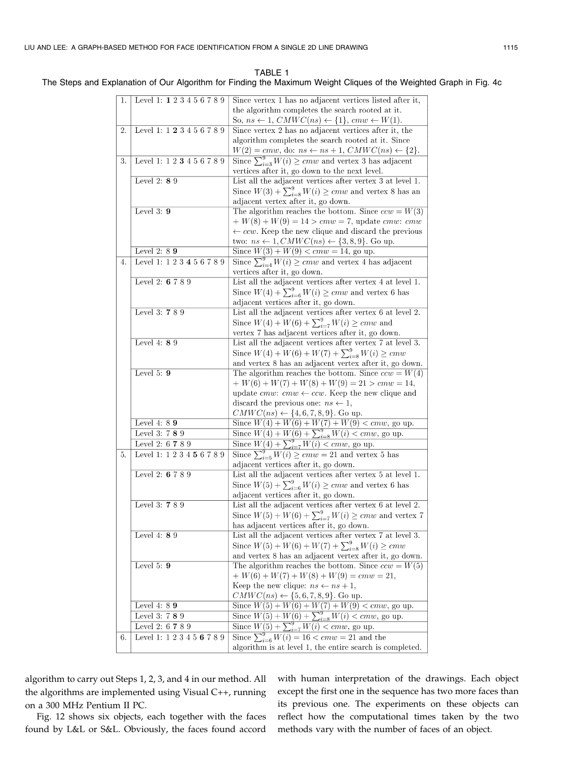TABLE 1
The Steps and Explanation of Our Algorithm for Finding the Maximum Weight Cliques of the Weighted Graph in Fig. 4c

| | | |
|---|---|---|
| 1. | Level 1: **1** 2 3 4 5 6 7 8 9 | Since vertex 1 has no adjacent vertices listed after it, the algorithm completes the search rooted at it. So, $ns \leftarrow 1$, $CMWC(ns) \leftarrow \{1\}$, $cmw \leftarrow W(1)$. |
| 2. | Level 1: 1 **2** 3 4 5 6 7 8 9 | Since vertex 2 has no adjacent vertices after it, the algorithm completes the search rooted at it. Since $W(2) = cmw$, do: $ns \leftarrow ns + 1$, $CMWC(ns) \leftarrow \{2\}$. |
| 3. | Level 1: 1 2 **3** 4 5 6 7 8 9 | Since $\sum_{i=3}^{9} W(i) \geq cmw$ and vertex 3 has adjacent vertices after it, go down to the next level. |
| | Level 2: **8** 9 | List all the adjacent vertices after vertex 3 at level 1. Since $W(3) + \sum_{i=8}^{9} W(i) \geq cmw$ and vertex 8 has an adjacent vertex after it, go down. |
| | Level 3: **9** | The algorithm reaches the bottom. Since $ccw = W(3) + W(8) + W(9) = 14 > cmw = 7$, update $cmw$: $cmw \leftarrow ccw$. Keep the new clique and discard the previous two: $ns \leftarrow 1, CMWC(ns) \leftarrow \{3, 8, 9\}$. Go up. |
| | Level 2: 8 **9** | Since $W(3) + W(9) < cmw = 14$, go up. |
| 4. | Level 1: 1 2 3 **4** 5 6 7 8 9 | Since $\sum_{i=4}^{9} W(i) \geq cmw$ and vertex 4 has adjacent vertices after it, go down. |
| | Level 2: **6** 7 8 9 | List all the adjacent vertices after vertex 4 at level 1. Since $W(4) + \sum_{i=6}^{9} W(i) \geq cmw$ and vertex 6 has adjacent vertices after it, go down. |
| | Level 3: **7** 8 9 | List all the adjacent vertices after vertex 6 at level 2. Since $W(4) + W(6) + \sum_{i=7}^{9} W(i) \geq cmw$ and vertex 7 has adjacent vertices after it, go down. |
| | Level 4: **8** 9 | List all the adjacent vertices after vertex 7 at level 3. Since $W(4) + W(6) + W(7) + \sum_{i=8}^{9} W(i) \geq cmw$ and vertex 8 has an adjacent vertex after it, go down. |
| | Level 5: **9** | The algorithm reaches the bottom. Since $ccw = W(4) + W(6) + W(7) + W(8) + W(9) = 21 > cmw = 14$, update $cmw$: $cmw \leftarrow ccw$. Keep the new clique and discard the previous one: $ns \leftarrow 1$, $CMWC(ns) \leftarrow \{4, 6, 7, 8, 9\}$. Go up. |
| | Level 4: 8 **9** | Since $W(4) + W(6) + W(7) + W(9) < cmw$, go up. |
| | Level 3: 7 **8** 9 | Since $W(4) + W(6) + \sum_{i=8}^{9} W(i) < cmw$, go up. |
| | Level 2: 6 **7** 8 9 | Since $W(4) + \sum_{i=7}^{9} W(i) < cmw$, go up. |
| 5. | Level 1: 1 2 3 4 **5** 6 7 8 9 | Since $\sum_{i=5}^{9} W(i) \geq cmw = 21$ and vertex 5 has adjacent vertices after it, go down. |
| | Level 2: **6** 7 8 9 | List all the adjacent vertices after vertex 5 at level 1. Since $W(5) + \sum_{i=6}^{9} W(i) \geq cmw$ and vertex 6 has adjacent vertices after it, go down. |
| | Level 3: **7** 8 9 | List all the adjacent vertices after vertex 6 at level 2. Since $W(5) + W(6) + \sum_{i=7}^{9} W(i) \geq cmw$ and vertex 7 has adjacent vertices after it, go down. |
| | Level 4: **8** 9 | List all the adjacent vertices after vertex 7 at level 3. Since $W(5) + W(6) + W(7) + \sum_{i=8}^{9} W(i) \geq cmw$ and vertex 8 has an adjacent vertex after it, go down. |
| | Level 5: **9** | The algorithm reaches the bottom. Since $ccw = W(5) + W(6) + W(7) + W(8) + W(9) = cmw = 21$, Keep the new clique: $ns \leftarrow ns + 1$, $CMWC(ns) \leftarrow \{5, 6, 7, 8, 9\}$. Go up. |
| | Level 4: 8 **9** | Since $W(5) + W(6) + W(7) + W(9) < cmw$, go up. |
| | Level 3: 7 **8** 9 | Since $W(5) + W(6) + \sum_{i=8}^{9} W(i) < cmw$, go up. |
| | Level 2: 6 **7** 8 9 | Since $W(5) + \sum_{i=7}^{9} W(i) < cmw$, go up. |
| 6. | Level 1: 1 2 3 4 5 **6** 7 8 9 | Since $\sum_{i=6}^{9} W(i) = 16 < cmw = 21$ and the algorithm is at level 1, the entire search is completed. |

algorithm to carry out Steps 1, 2, 3, and 4 in our method. All the algorithms are implemented using Visual C++, running on a 300 MHz Pentium II PC.

Fig. 12 shows six objects, each together with the faces found by L&L or S&L. Obviously, the faces found accord with human interpretation of the drawings. Each object except the first one in the sequence has two more faces than its previous one. The experiments on these objects can reflect how the computational times taken by the two methods vary with the number of faces of an object.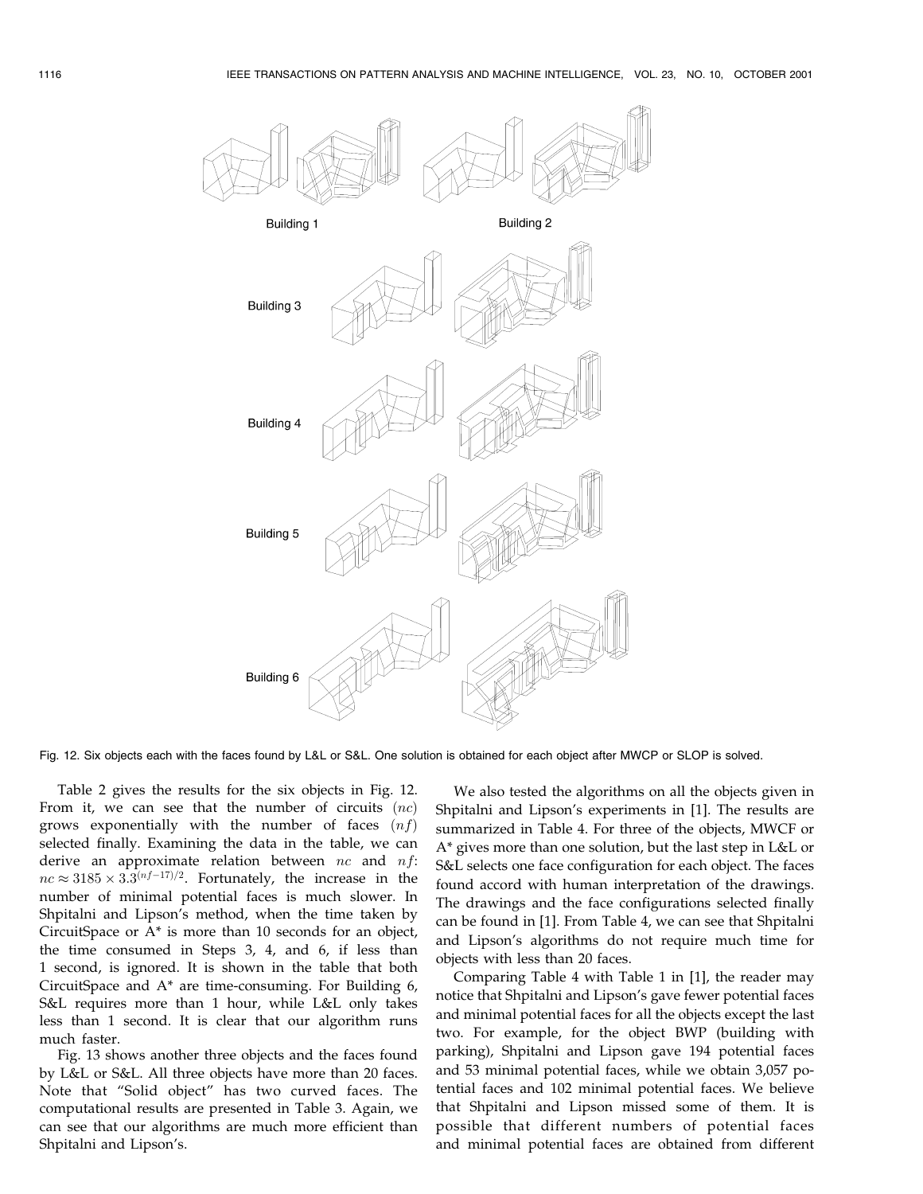Fig. 12. Six objects each with the faces found by L&L or S&L. One solution is obtained for each object after MWCP or SLOP is solved.

Table 2 gives the results for the six objects in Fig. 12. From it, we can see that the number of circuits $(nc)$ grows exponentially with the number of faces $(nf)$ selected finally. Examining the data in the table, we can derive an approximate relation between $nc$ and $nf$: $nc \approx 3185 \times 3.3^{(nf-17)/2}$. Fortunately, the increase in the number of minimal potential faces is much slower. In Shpitalni and Lipson's method, when the time taken by CircuitSpace or A* is more than 10 seconds for an object, the time consumed in Steps 3, 4, and 6, if less than 1 second, is ignored. It is shown in the table that both CircuitSpace and A* are time-consuming. For Building 6, S&L requires more than 1 hour, while L&L only takes less than 1 second. It is clear that our algorithm runs much faster.

Fig. 13 shows another three objects and the faces found by L&L or S&L. All three objects have more than 20 faces. Note that "Solid object" has two curved faces. The computational results are presented in Table 3. Again, we can see that our algorithms are much more efficient than Shpitalni and Lipson's.

We also tested the algorithms on all the objects given in Shpitalni and Lipson's experiments in [1]. The results are summarized in Table 4. For three of the objects, MWCF or A* gives more than one solution, but the last step in L&L or S&L selects one face configuration for each object. The faces found accord with human interpretation of the drawings. The drawings and the face configurations selected finally can be found in [1]. From Table 4, we can see that Shpitalni and Lipson's algorithms do not require much time for objects with less than 20 faces.

Comparing Table 4 with Table 1 in [1], the reader may notice that Shpitalni and Lipson's gave fewer potential faces and minimal potential faces for all the objects except the last two. For example, for the object BWP (building with parking), Shpitalni and Lipson gave 194 potential faces and 53 minimal potential faces, while we obtain 3,057 potential faces and 102 minimal potential faces. We believe that Shpitalni and Lipson missed some of them. It is possible that different numbers of potential faces and minimal potential faces are obtained from different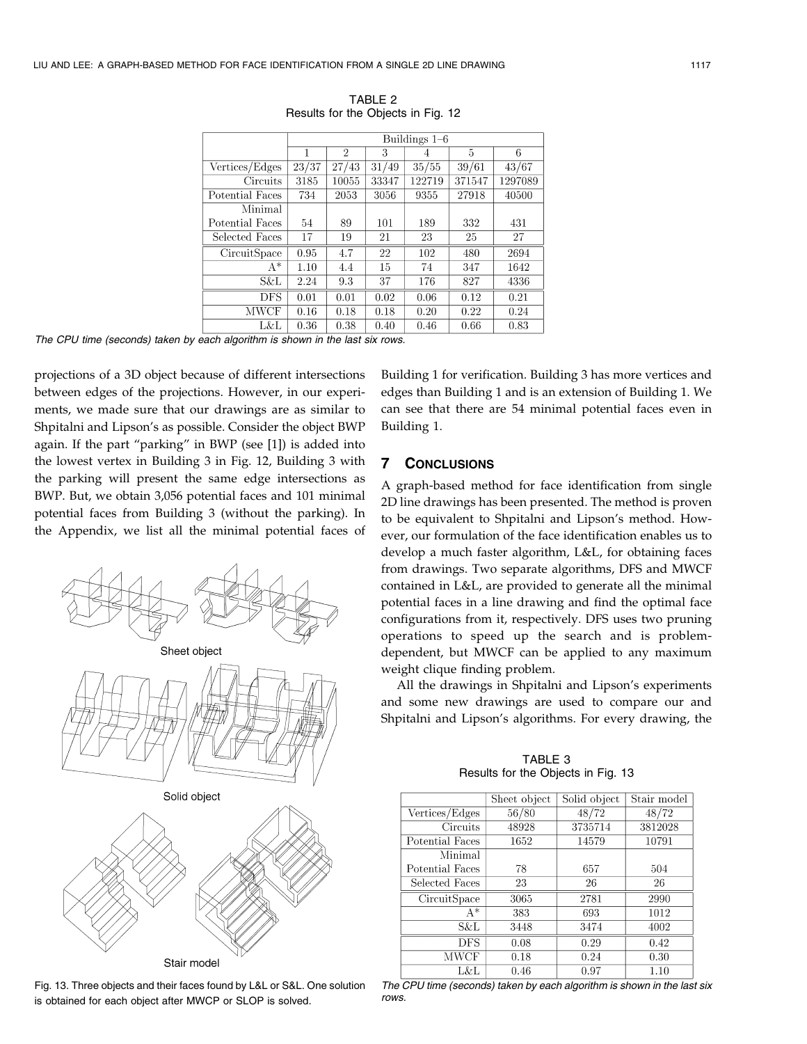TABLE 2
Results for the Objects in Fig. 12

| | Buildings 1–6 | | | | | |
|---|---|---|---|---|---|---|
| | 1 | 2 | 3 | 4 | 5 | 6 |
| Vertices/Edges | 23/37 | 27/43 | 31/49 | 35/55 | 39/61 | 43/67 |
| Circuits | 3185 | 10055 | 33347 | 122719 | 371547 | 1297089 |
| Potential Faces | 734 | 2053 | 3056 | 9355 | 27918 | 40500 |
| Minimal Potential Faces | 54 | 89 | 101 | 189 | 332 | 431 |
| Selected Faces | 17 | 19 | 21 | 23 | 25 | 27 |
| CircuitSpace | 0.95 | 4.7 | 22 | 102 | 480 | 2694 |
| A* | 1.10 | 4.4 | 15 | 74 | 347 | 1642 |
| S&L | 2.24 | 9.3 | 37 | 176 | 827 | 4336 |
| DFS | 0.01 | 0.01 | 0.02 | 0.06 | 0.12 | 0.21 |
| MWCF | 0.16 | 0.18 | 0.18 | 0.20 | 0.22 | 0.24 |
| L&L | 0.36 | 0.38 | 0.40 | 0.46 | 0.66 | 0.83 |

*The CPU time (seconds) taken by each algorithm is shown in the last six rows.*

projections of a 3D object because of different intersections between edges of the projections. However, in our experiments, we made sure that our drawings are as similar to Shpitalni and Lipson's as possible. Consider the object BWP again. If the part "parking" in BWP (see [1]) is added into the lowest vertex in Building 3 in Fig. 12, Building 3 with the parking will present the same edge intersections as BWP. But, we obtain 3,056 potential faces and 101 minimal potential faces from Building 3 (without the parking). In the Appendix, we list all the minimal potential faces of Building 1 for verification. Building 3 has more vertices and edges than Building 1 and is an extension of Building 1. We can see that there are 54 minimal potential faces even in Building 1.

Fig. 13. Three objects and their faces found by L&L or S&L. One solution is obtained for each object after MWCP or SLOP is solved.

## 7 Conclusions

A graph-based method for face identification from single 2D line drawings has been presented. The method is proven to be equivalent to Shpitalni and Lipson's method. However, our formulation of the face identification enables us to develop a much faster algorithm, L&L, for obtaining faces from drawings. Two separate algorithms, DFS and MWCF contained in L&L, are provided to generate all the minimal potential faces in a line drawing and find the optimal face configurations from it, respectively. DFS uses two pruning operations to speed up the search and is problem-dependent, but MWCF can be applied to any maximum weight clique finding problem.

All the drawings in Shpitalni and Lipson's experiments and some new drawings are used to compare our and Shpitalni and Lipson's algorithms. For every drawing, the

TABLE 3
Results for the Objects in Fig. 13

| | Sheet object | Solid object | Stair model |
|---|---|---|---|
| Vertices/Edges | 56/80 | 48/72 | 48/72 |
| Circuits | 48928 | 3735714 | 3812028 |
| Potential Faces | 1652 | 14579 | 10791 |
| Minimal Potential Faces | 78 | 657 | 504 |
| Selected Faces | 23 | 26 | 26 |
| CircuitSpace | 3065 | 2781 | 2990 |
| A* | 383 | 693 | 1012 |
| S&L | 3448 | 3474 | 4002 |
| DFS | 0.08 | 0.29 | 0.42 |
| MWCF | 0.18 | 0.24 | 0.30 |
| L&L | 0.46 | 0.97 | 1.10 |

*The CPU time (seconds) taken by each algorithm is shown in the last six rows.*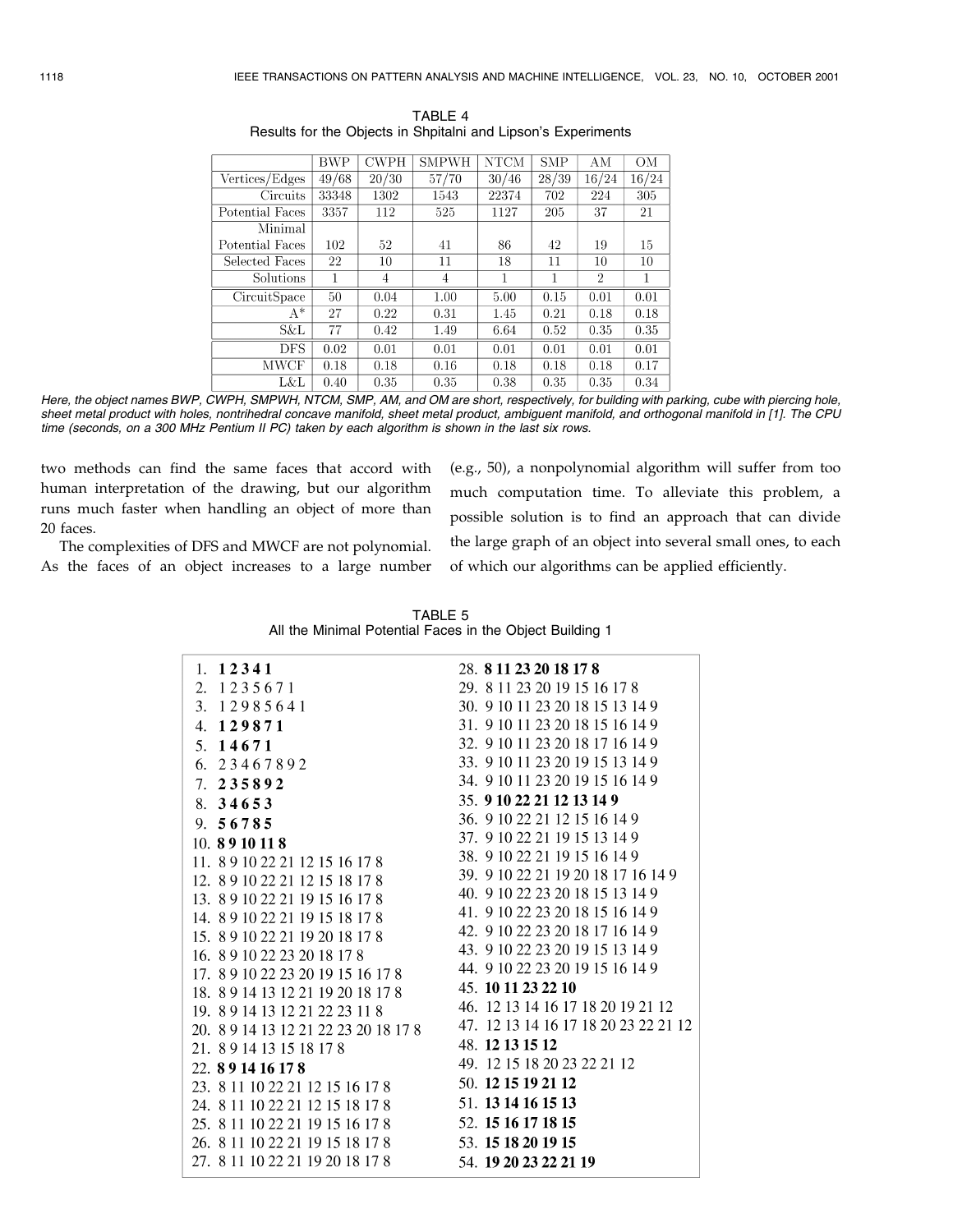TABLE 4
Results for the Objects in Shpitalni and Lipson's Experiments

| | BWP | CWPH | SMPWH | NTCM | SMP | AM | OM |
|---|---|---|---|---|---|---|---|
| Vertices/Edges | 49/68 | 20/30 | 57/70 | 30/46 | 28/39 | 16/24 | 16/24 |
| Circuits | 33348 | 1302 | 1543 | 22374 | 702 | 224 | 305 |
| Potential Faces | 3357 | 112 | 525 | 1127 | 205 | 37 | 21 |
| Minimal Potential Faces | 102 | 52 | 41 | 86 | 42 | 19 | 15 |
| Selected Faces | 22 | 10 | 11 | 18 | 11 | 10 | 10 |
| Solutions | 1 | 4 | 4 | 1 | 1 | 2 | 1 |
| CircuitSpace | 50 | 0.04 | 1.00 | 5.00 | 0.15 | 0.01 | 0.01 |
| A* | 27 | 0.22 | 0.31 | 1.45 | 0.21 | 0.18 | 0.18 |
| S&L | 77 | 0.42 | 1.49 | 6.64 | 0.52 | 0.35 | 0.35 |
| DFS | 0.02 | 0.01 | 0.01 | 0.01 | 0.01 | 0.01 | 0.01 |
| MWCF | 0.18 | 0.18 | 0.16 | 0.18 | 0.18 | 0.18 | 0.17 |
| L&L | 0.40 | 0.35 | 0.35 | 0.38 | 0.35 | 0.35 | 0.34 |

*Here, the object names BWP, CWPH, SMPWH, NTCM, SMP, AM, and OM are short, respectively, for building with parking, cube with piercing hole, sheet metal product with holes, nontrihedral concave manifold, sheet metal product, ambiguent manifold, and orthogonal manifold in [1]. The CPU time (seconds, on a 300 MHz Pentium II PC) taken by each algorithm is shown in the last six rows.*

two methods can find the same faces that accord with human interpretation of the drawing, but our algorithm runs much faster when handling an object of more than 20 faces.

The complexities of DFS and MWCF are not polynomial. As the faces of an object increases to a large number (e.g., 50), a nonpolynomial algorithm will suffer from too much computation time. To alleviate this problem, a possible solution is to find an approach that can divide the large graph of an object into several small ones, to each of which our algorithms can be applied efficiently.

TABLE 5
All the Minimal Potential Faces in the Object Building 1

| | |
|---|---|
| 1. **1 2 3 4 1** | 28. **8 11 23 20 18 17 8** |
| 2. 1 2 3 5 6 7 1 | 29. 8 11 23 20 19 15 16 17 8 |
| 3. 1 2 9 8 5 6 4 1 | 30. 9 10 11 23 20 18 15 13 14 9 |
| 4. **1 2 9 8 7 1** | 31. 9 10 11 23 20 18 15 16 14 9 |
| 5. **1 4 6 7 1** | 32. 9 10 11 23 20 18 17 16 14 9 |
| 6. 2 3 4 6 7 8 9 2 | 33. 9 10 11 23 20 19 15 13 14 9 |
| 7. **2 3 5 8 9 2** | 34. 9 10 11 23 20 19 15 16 14 9 |
| 8. **3 4 6 5 3** | 35. **9 10 22 21 12 13 14 9** |
| 9. **5 6 7 8 5** | 36. 9 10 22 21 12 15 16 14 9 |
| 10. **8 9 10 11 8** | 37. 9 10 22 21 19 15 13 14 9 |
| 11. 8 9 10 22 21 12 15 16 17 8 | 38. 9 10 22 21 19 15 16 14 9 |
| 12. 8 9 10 22 21 12 15 18 17 8 | 39. 9 10 22 21 19 20 18 17 16 14 9 |
| 13. 8 9 10 22 21 19 15 16 17 8 | 40. 9 10 22 23 20 18 15 13 14 9 |
| 14. 8 9 10 22 21 19 15 18 17 8 | 41. 9 10 22 23 20 18 15 16 14 9 |
| 15. 8 9 10 22 21 19 20 18 17 8 | 42. 9 10 22 23 20 18 17 16 14 9 |
| 16. 8 9 10 22 23 20 18 17 8 | 43. 9 10 22 23 20 19 15 13 14 9 |
| 17. 8 9 10 22 23 20 19 15 16 17 8 | 44. 9 10 22 23 20 19 15 16 14 9 |
| 18. 8 9 14 13 12 21 19 20 18 17 8 | 45. **10 11 23 22 10** |
| 19. 8 9 14 13 12 21 22 23 11 8 | 46. 12 13 14 16 17 18 20 19 21 12 |
| 20. 8 9 14 13 12 21 22 23 20 18 17 8 | 47. 12 13 14 16 17 18 20 23 22 21 12 |
| 21. 8 9 14 13 15 18 17 8 | 48. **12 13 15 12** |
| 22. **8 9 14 16 17 8** | 49. 12 15 18 20 23 22 21 12 |
| 23. 8 11 10 22 21 12 15 16 17 8 | 50. **12 15 19 21 12** |
| 24. 8 11 10 22 21 12 15 18 17 8 | 51. **13 14 16 15 13** |
| 25. 8 11 10 22 21 19 15 16 17 8 | 52. **15 16 17 18 15** |
| 26. 8 11 10 22 21 19 15 18 17 8 | 53. **15 18 20 19 15** |
| 27. 8 11 10 22 21 19 20 18 17 8 | 54. **19 20 23 22 21 19** |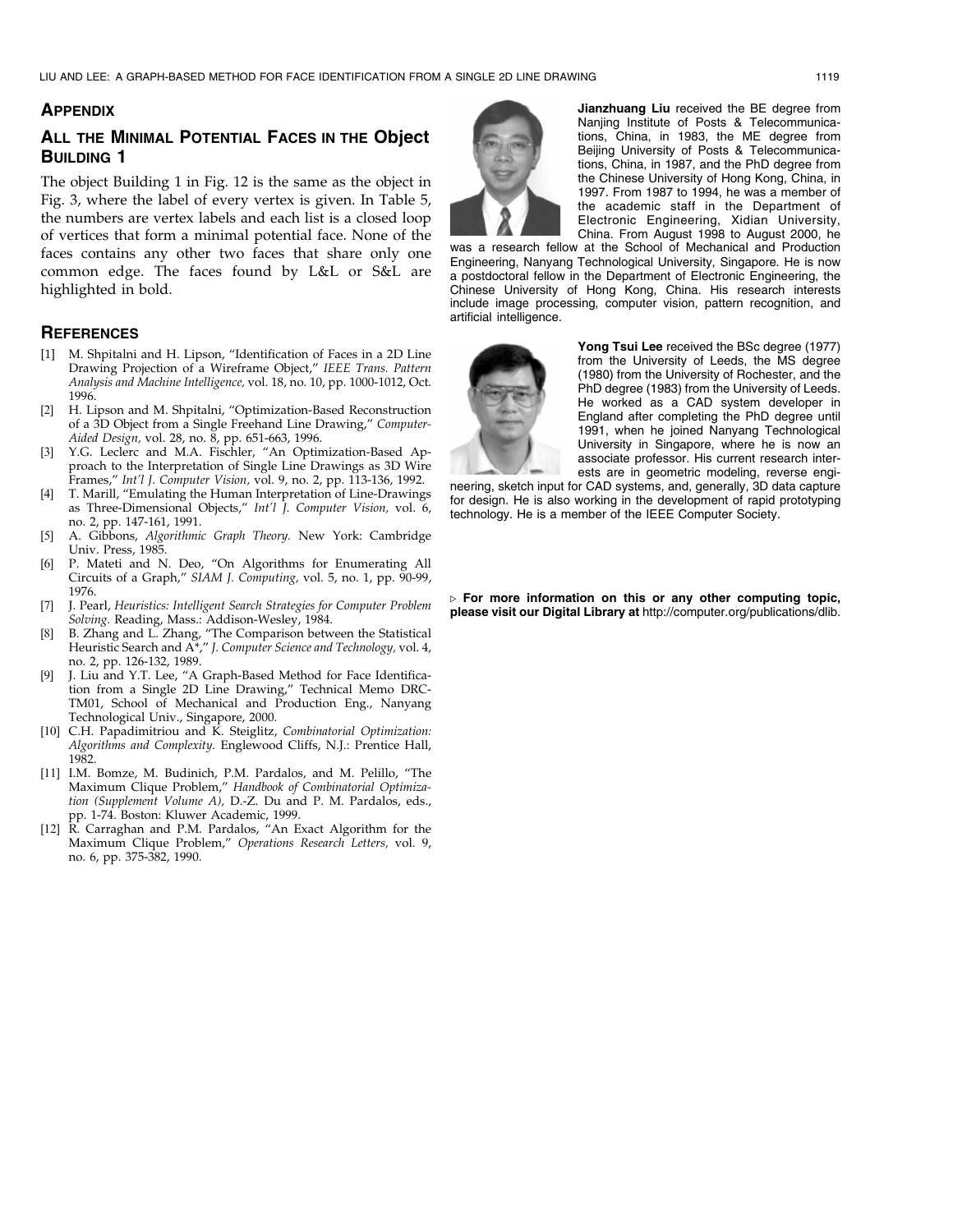## APPENDIX

## ALL THE MINIMAL POTENTIAL FACES IN THE Object BUILDING 1

The object Building 1 in Fig. 12 is the same as the object in Fig. 3, where the label of every vertex is given. In Table 5, the numbers are vertex labels and each list is a closed loop of vertices that form a minimal potential face. None of the faces contains any other two faces that share only one common edge. The faces found by L&L or S&L are highlighted in bold.

## REFERENCES

[1] M. Shpitalni and H. Lipson, "Identification of Faces in a 2D Line Drawing Projection of a Wireframe Object," *IEEE Trans. Pattern Analysis and Machine Intelligence,* vol. 18, no. 10, pp. 1000-1012, Oct. 1996.

[2] H. Lipson and M. Shpitalni, "Optimization-Based Reconstruction of a 3D Object from a Single Freehand Line Drawing," *Computer-Aided Design,* vol. 28, no. 8, pp. 651-663, 1996.

[3] Y.G. Leclerc and M.A. Fischler, "An Optimization-Based Approach to the Interpretation of Single Line Drawings as 3D Wire Frames," *Int'l J. Computer Vision,* vol. 9, no. 2, pp. 113-136, 1992.

[4] T. Marill, "Emulating the Human Interpretation of Line-Drawings as Three-Dimensional Objects," *Int'l J. Computer Vision,* vol. 6, no. 2, pp. 147-161, 1991.

[5] A. Gibbons, *Algorithmic Graph Theory.* New York: Cambridge Univ. Press, 1985.

[6] P. Mateti and N. Deo, "On Algorithms for Enumerating All Circuits of a Graph," *SIAM J. Computing,* vol. 5, no. 1, pp. 90-99, 1976.

[7] J. Pearl, *Heuristics: Intelligent Search Strategies for Computer Problem Solving.* Reading, Mass.: Addison-Wesley, 1984.

[8] B. Zhang and L. Zhang, "The Comparison between the Statistical Heuristic Search and A*," *J. Computer Science and Technology,* vol. 4, no. 2, pp. 126-132, 1989.

[9] J. Liu and Y.T. Lee, "A Graph-Based Method for Face Identification from a Single 2D Line Drawing," Technical Memo DRC-TM01, School of Mechanical and Production Eng., Nanyang Technological Univ., Singapore, 2000.

[10] C.H. Papadimitriou and K. Steiglitz, *Combinatorial Optimization: Algorithms and Complexity.* Englewood Cliffs, N.J.: Prentice Hall, 1982.

[11] I.M. Bomze, M. Budinich, P.M. Pardalos, and M. Pelillo, "The Maximum Clique Problem," *Handbook of Combinatorial Optimization (Supplement Volume A),* D.-Z. Du and P. M. Pardalos, eds., pp. 1-74. Boston: Kluwer Academic, 1999.

[12] R. Carraghan and P.M. Pardalos, "An Exact Algorithm for the Maximum Clique Problem," *Operations Research Letters,* vol. 9, no. 6, pp. 375-382, 1990.

**Jianzhuang Liu** received the BE degree from Nanjing Institute of Posts & Telecommunications, China, in 1983, the ME degree from Beijing University of Posts & Telecommunications, China, in 1987, and the PhD degree from the Chinese University of Hong Kong, China, in 1997. From 1987 to 1994, he was a member of the academic staff in the Department of Electronic Engineering, Xidian University, China. From August 1998 to August 2000, he was a research fellow at the School of Mechanical and Production Engineering, Nanyang Technological University, Singapore. He is now a postdoctoral fellow in the Department of Electronic Engineering, the Chinese University of Hong Kong, China. His research interests include image processing, computer vision, pattern recognition, and artificial intelligence.

**Yong Tsui Lee** received the BSc degree (1977) from the University of Leeds, the MS degree (1980) from the University of Rochester, and the PhD degree (1983) from the University of Leeds. He worked as a CAD system developer in England after completing the PhD degree until 1991, when he joined Nanyang Technological University in Singapore, where he is now an associate professor. His current research interests are in geometric modeling, reverse engineering, sketch input for CAD systems, and, generally, 3D data capture for design. He is also working in the development of rapid prototyping technology. He is a member of the IEEE Computer Society.

▷ **For more information on this or any other computing topic, please visit our Digital Library at** http://computer.org/publications/dlib.